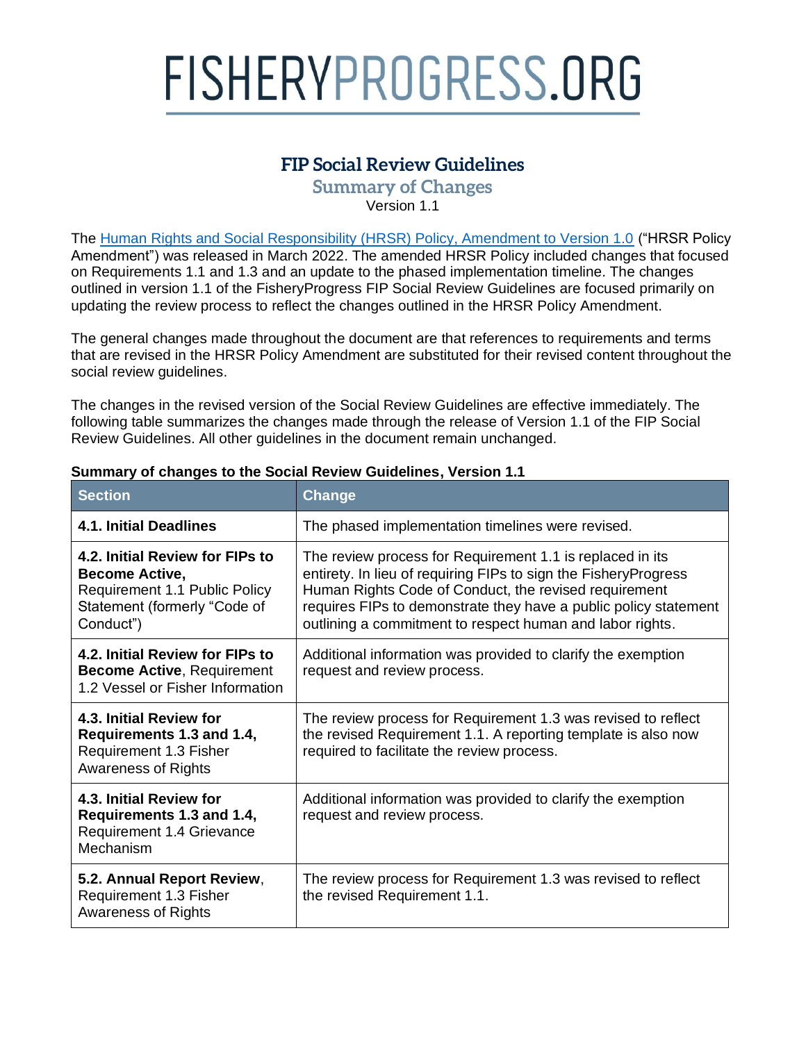# FISHERYPROGRESS.ORG

## FIP Social Review Guidelines

### Summary of Changes

Version 1.1

The [Human Rights and Social Responsibility (HRSR) Policy, Amendment to Version 1.0](#) ("HRSR Policy Amendment") was released in March 2022. The amended HRSR Policy included changes that focused on Requirements 1.1 and 1.3 and an update to the phased implementation timeline. The changes outlined in version 1.1 of the FisheryProgress FIP Social Review Guidelines are focused primarily on updating the review process to reflect the changes outlined in the HRSR Policy Amendment.

The general changes made throughout the document are that references to requirements and terms that are revised in the HRSR Policy Amendment are substituted for their revised content throughout the social review guidelines.

The changes in the revised version of the Social Review Guidelines are effective immediately. The following table summarizes the changes made through the release of Version 1.1 of the FIP Social Review Guidelines. All other guidelines in the document remain unchanged.

**Summary of changes to the Social Review Guidelines, Version 1.1**

| Section | Change |
|---|---|
| **4.1. Initial Deadlines** | The phased implementation timelines were revised. |
| **4.2. Initial Review for FIPs to Become Active,** Requirement 1.1 Public Policy Statement (formerly "Code of Conduct") | The review process for Requirement 1.1 is replaced in its entirety. In lieu of requiring FIPs to sign the FisheryProgress Human Rights Code of Conduct, the revised requirement requires FIPs to demonstrate they have a public policy statement outlining a commitment to respect human and labor rights. |
| **4.2. Initial Review for FIPs to Become Active**, Requirement 1.2 Vessel or Fisher Information | Additional information was provided to clarify the exemption request and review process. |
| **4.3. Initial Review for Requirements 1.3 and 1.4,** Requirement 1.3 Fisher Awareness of Rights | The review process for Requirement 1.3 was revised to reflect the revised Requirement 1.1. A reporting template is also now required to facilitate the review process. |
| **4.3. Initial Review for Requirements 1.3 and 1.4,** Requirement 1.4 Grievance Mechanism | Additional information was provided to clarify the exemption request and review process. |
| **5.2. Annual Report Review**, Requirement 1.3 Fisher Awareness of Rights | The review process for Requirement 1.3 was revised to reflect the revised Requirement 1.1. |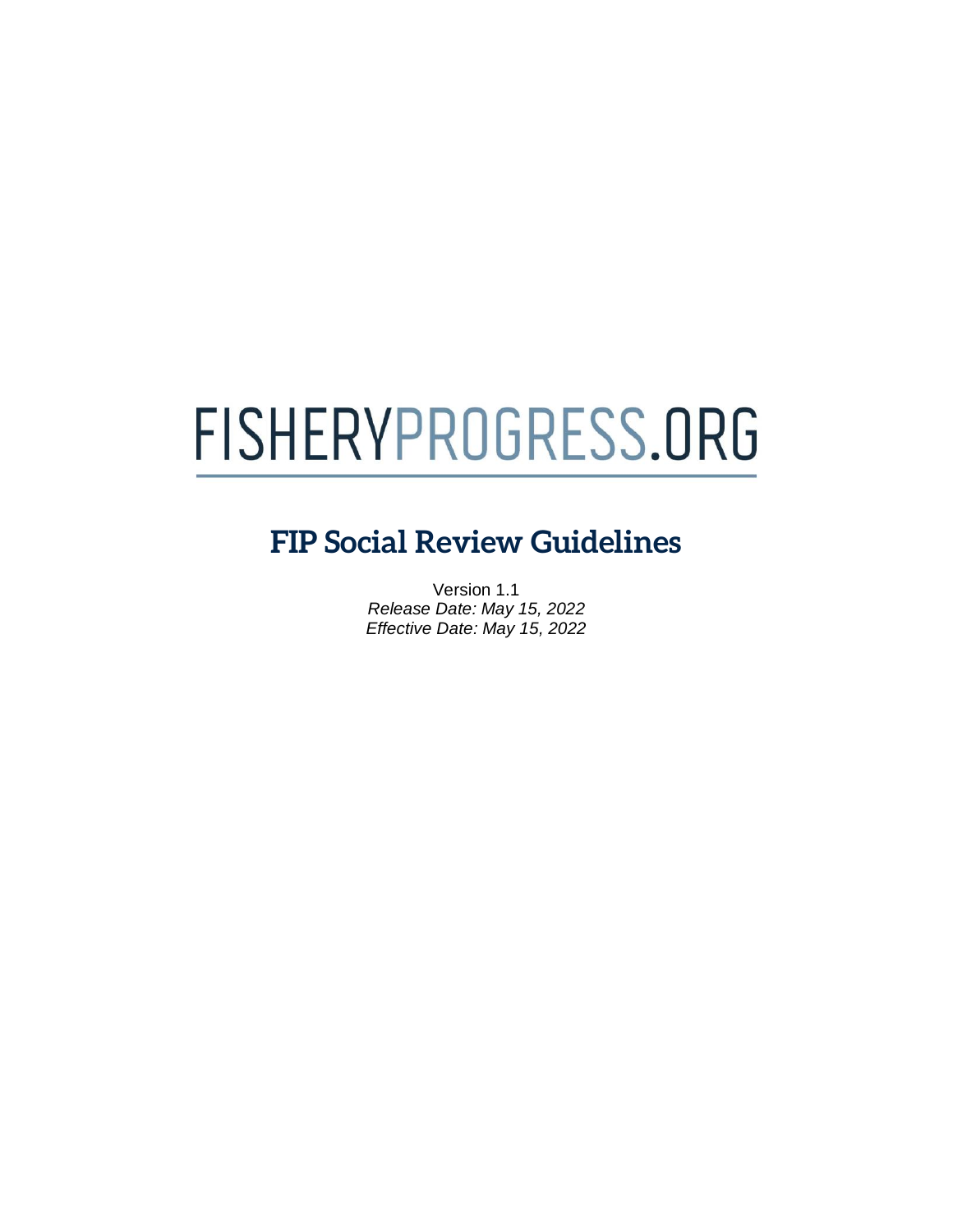# FISHERYPROGRESS.ORG

## FIP Social Review Guidelines

Version 1.1

*Release Date: May 15, 2022*

*Effective Date: May 15, 2022*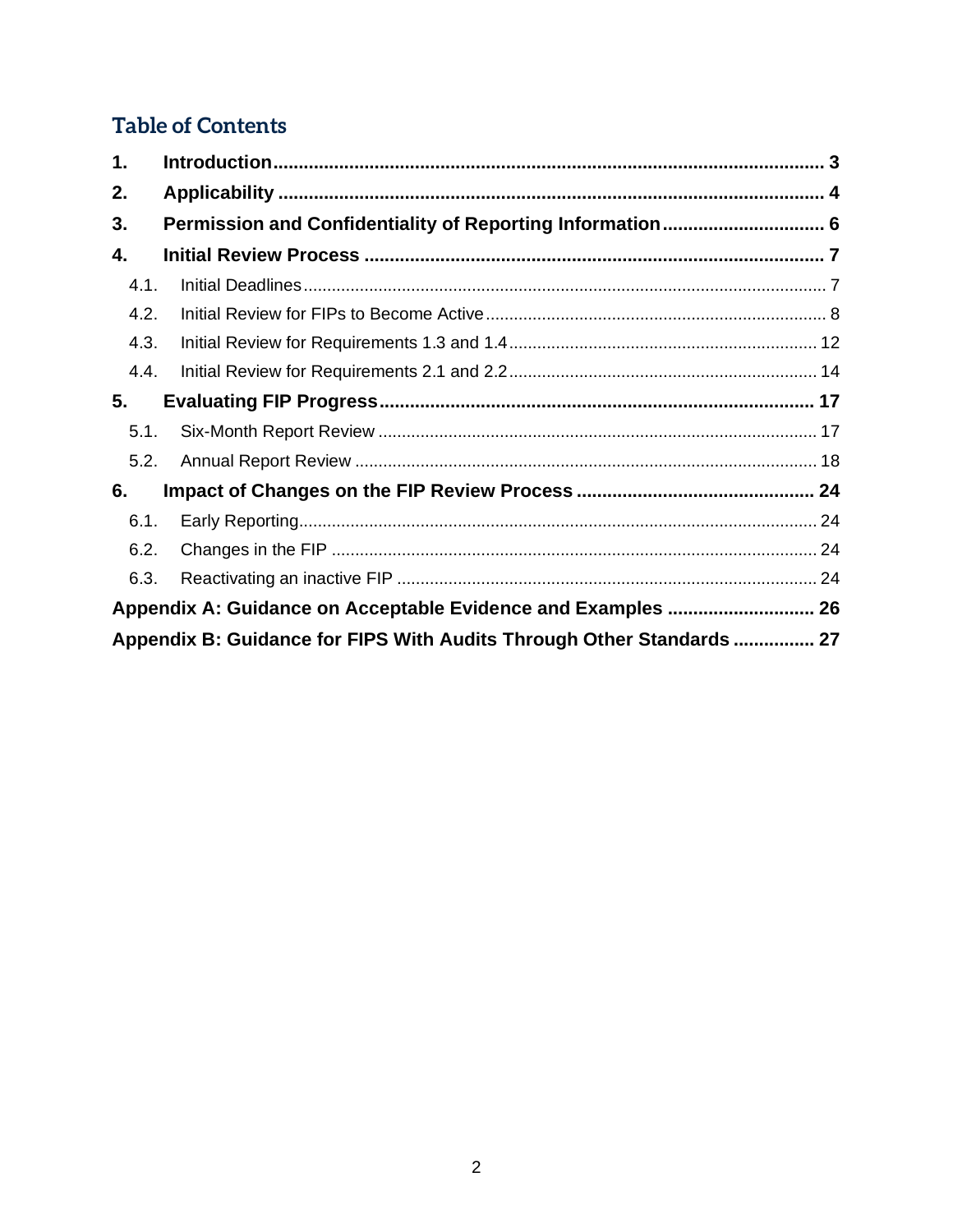# Table of Contents

| | | |
|---|---|---|
| **1.** | **Introduction** | **3** |
| **2.** | **Applicability** | **4** |
| **3.** | **Permission and Confidentiality of Reporting Information** | **6** |
| **4.** | **Initial Review Process** | **7** |
| 4.1. | Initial Deadlines | 7 |
| 4.2. | Initial Review for FIPs to Become Active | 8 |
| 4.3. | Initial Review for Requirements 1.3 and 1.4 | 12 |
| 4.4. | Initial Review for Requirements 2.1 and 2.2 | 14 |
| **5.** | **Evaluating FIP Progress** | **17** |
| 5.1. | Six-Month Report Review | 17 |
| 5.2. | Annual Report Review | 18 |
| **6.** | **Impact of Changes on the FIP Review Process** | **24** |
| 6.1. | Early Reporting | 24 |
| 6.2. | Changes in the FIP | 24 |
| 6.3. | Reactivating an inactive FIP | 24 |
| **Appendix A: Guidance on Acceptable Evidence and Examples** | | **26** |
| **Appendix B: Guidance for FIPS With Audits Through Other Standards** | | **27** |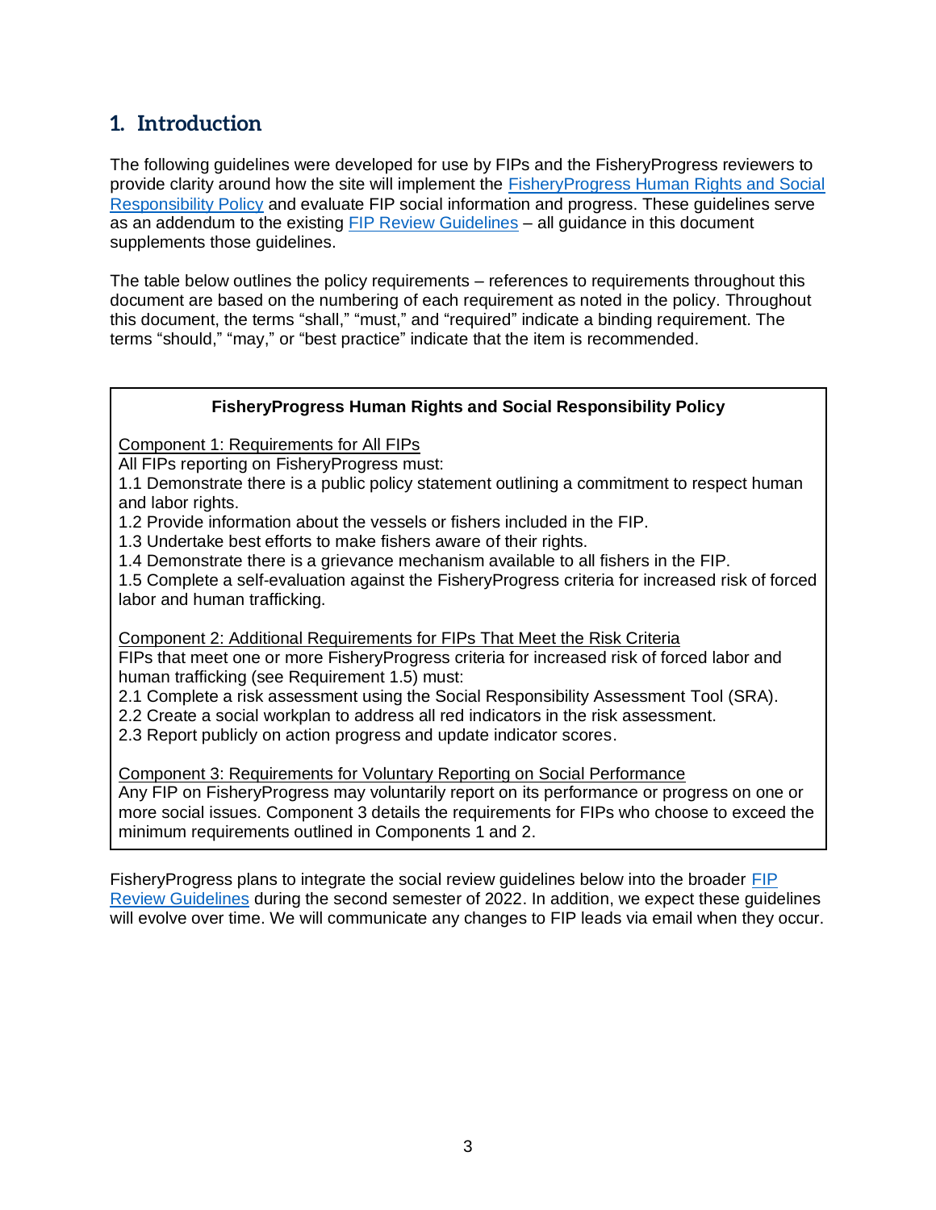# 1. Introduction

The following guidelines were developed for use by FIPs and the FisheryProgress reviewers to provide clarity around how the site will implement the [FisheryProgress Human Rights and Social Responsibility Policy]() and evaluate FIP social information and progress. These guidelines serve as an addendum to the existing [FIP Review Guidelines]() – all guidance in this document supplements those guidelines.

The table below outlines the policy requirements – references to requirements throughout this document are based on the numbering of each requirement as noted in the policy. Throughout this document, the terms "shall," "must," and "required" indicate a binding requirement. The terms "should," "may," or "best practice" indicate that the item is recommended.

| **FisheryProgress Human Rights and Social Responsibility Policy** |
|---|
| Component 1: Requirements for All FIPs<br>All FIPs reporting on FisheryProgress must:<br>1.1 Demonstrate there is a public policy statement outlining a commitment to respect human and labor rights.<br>1.2 Provide information about the vessels or fishers included in the FIP.<br>1.3 Undertake best efforts to make fishers aware of their rights.<br>1.4 Demonstrate there is a grievance mechanism available to all fishers in the FIP.<br>1.5 Complete a self-evaluation against the FisheryProgress criteria for increased risk of forced labor and human trafficking. |
| Component 2: Additional Requirements for FIPs That Meet the Risk Criteria<br>FIPs that meet one or more FisheryProgress criteria for increased risk of forced labor and human trafficking (see Requirement 1.5) must:<br>2.1 Complete a risk assessment using the Social Responsibility Assessment Tool (SRA).<br>2.2 Create a social workplan to address all red indicators in the risk assessment.<br>2.3 Report publicly on action progress and update indicator scores. |
| Component 3: Requirements for Voluntary Reporting on Social Performance<br>Any FIP on FisheryProgress may voluntarily report on its performance or progress on one or more social issues. Component 3 details the requirements for FIPs who choose to exceed the minimum requirements outlined in Components 1 and 2. |

FisheryProgress plans to integrate the social review guidelines below into the broader [FIP Review Guidelines]() during the second semester of 2022. In addition, we expect these guidelines will evolve over time. We will communicate any changes to FIP leads via email when they occur.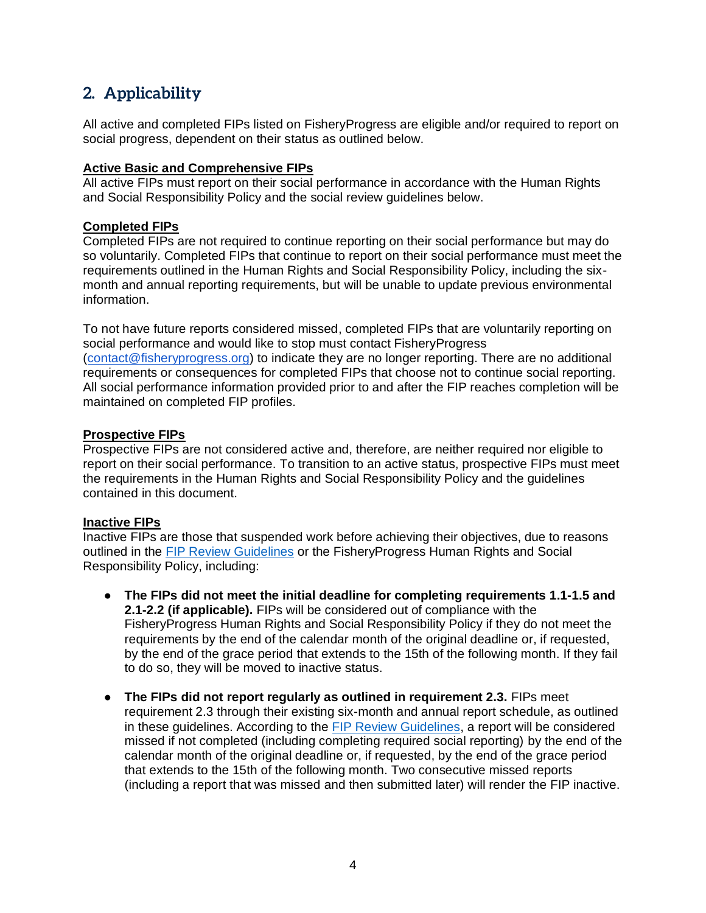## 2. Applicability

All active and completed FIPs listed on FisheryProgress are eligible and/or required to report on social progress, dependent on their status as outlined below.

**Active Basic and Comprehensive FIPs**

All active FIPs must report on their social performance in accordance with the Human Rights and Social Responsibility Policy and the social review guidelines below.

**Completed FIPs**

Completed FIPs are not required to continue reporting on their social performance but may do so voluntarily. Completed FIPs that continue to report on their social performance must meet the requirements outlined in the Human Rights and Social Responsibility Policy, including the six-month and annual reporting requirements, but will be unable to update previous environmental information.

To not have future reports considered missed, completed FIPs that are voluntarily reporting on social performance and would like to stop must contact FisheryProgress (contact@fisheryprogress.org) to indicate they are no longer reporting. There are no additional requirements or consequences for completed FIPs that choose not to continue social reporting. All social performance information provided prior to and after the FIP reaches completion will be maintained on completed FIP profiles.

**Prospective FIPs**

Prospective FIPs are not considered active and, therefore, are neither required nor eligible to report on their social performance. To transition to an active status, prospective FIPs must meet the requirements in the Human Rights and Social Responsibility Policy and the guidelines contained in this document.

**Inactive FIPs**

Inactive FIPs are those that suspended work before achieving their objectives, due to reasons outlined in the FIP Review Guidelines or the FisheryProgress Human Rights and Social Responsibility Policy, including:

- **The FIPs did not meet the initial deadline for completing requirements 1.1-1.5 and 2.1-2.2 (if applicable).** FIPs will be considered out of compliance with the FisheryProgress Human Rights and Social Responsibility Policy if they do not meet the requirements by the end of the calendar month of the original deadline or, if requested, by the end of the grace period that extends to the 15th of the following month. If they fail to do so, they will be moved to inactive status.

- **The FIPs did not report regularly as outlined in requirement 2.3.** FIPs meet requirement 2.3 through their existing six-month and annual report schedule, as outlined in these guidelines. According to the FIP Review Guidelines, a report will be considered missed if not completed (including completing required social reporting) by the end of the calendar month of the original deadline or, if requested, by the end of the grace period that extends to the 15th of the following month. Two consecutive missed reports (including a report that was missed and then submitted later) will render the FIP inactive.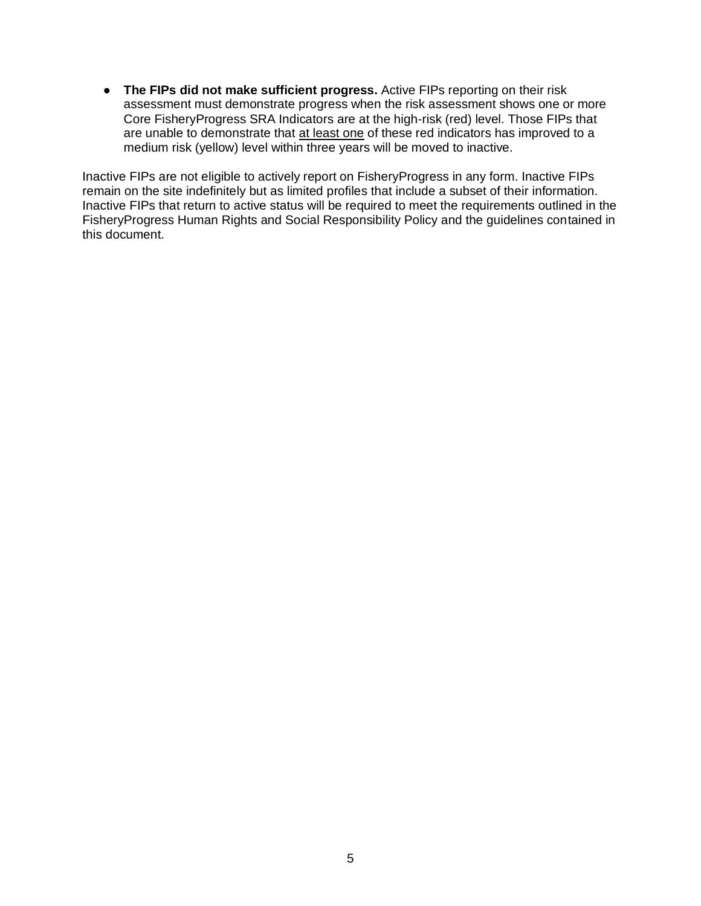- **The FIPs did not make sufficient progress.** Active FIPs reporting on their risk assessment must demonstrate progress when the risk assessment shows one or more Core FisheryProgress SRA Indicators are at the high-risk (red) level. Those FIPs that are unable to demonstrate that <u>at least one</u> of these red indicators has improved to a medium risk (yellow) level within three years will be moved to inactive.

Inactive FIPs are not eligible to actively report on FisheryProgress in any form. Inactive FIPs remain on the site indefinitely but as limited profiles that include a subset of their information. Inactive FIPs that return to active status will be required to meet the requirements outlined in the FisheryProgress Human Rights and Social Responsibility Policy and the guidelines contained in this document.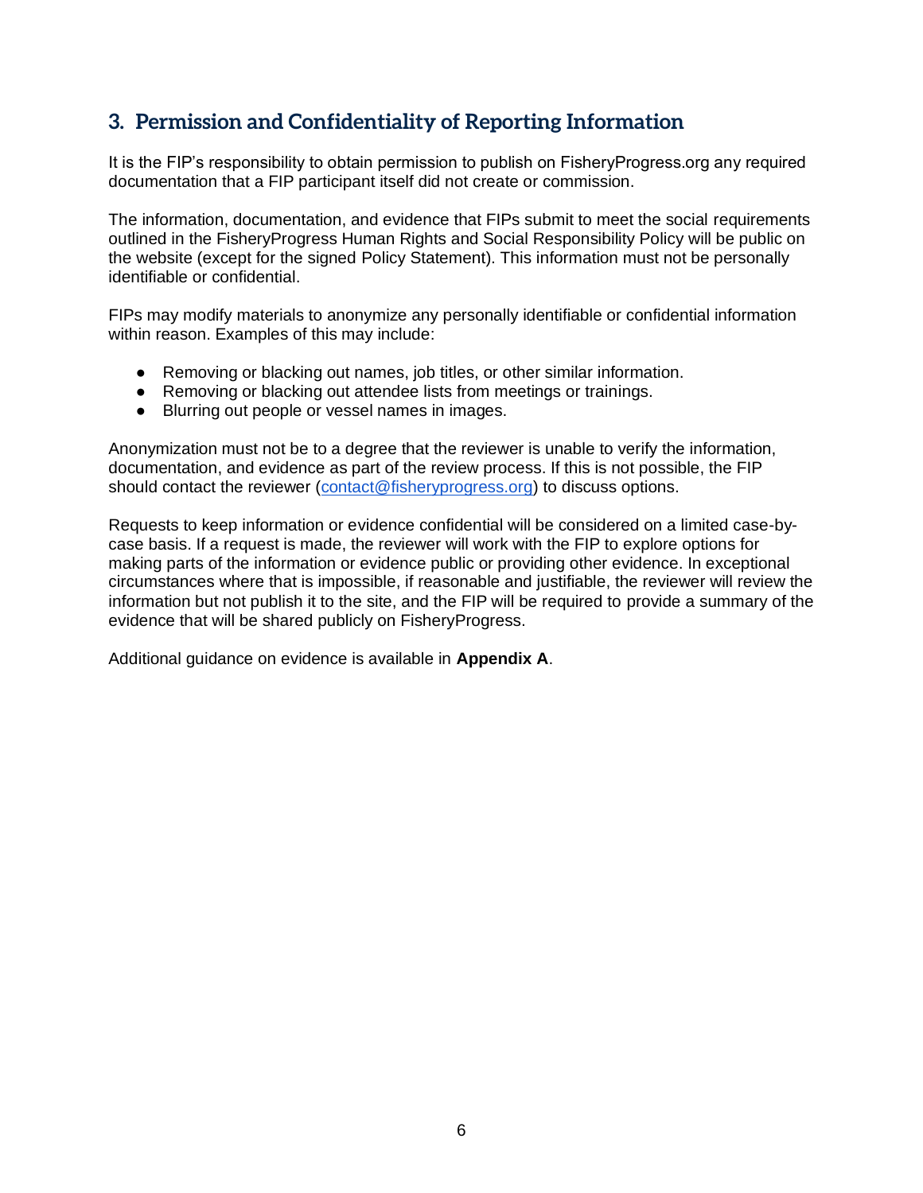## 3. Permission and Confidentiality of Reporting Information

It is the FIP's responsibility to obtain permission to publish on FisheryProgress.org any required documentation that a FIP participant itself did not create or commission.

The information, documentation, and evidence that FIPs submit to meet the social requirements outlined in the FisheryProgress Human Rights and Social Responsibility Policy will be public on the website (except for the signed Policy Statement). This information must not be personally identifiable or confidential.

FIPs may modify materials to anonymize any personally identifiable or confidential information within reason. Examples of this may include:

- Removing or blacking out names, job titles, or other similar information.
- Removing or blacking out attendee lists from meetings or trainings.
- Blurring out people or vessel names in images.

Anonymization must not be to a degree that the reviewer is unable to verify the information, documentation, and evidence as part of the review process. If this is not possible, the FIP should contact the reviewer (contact@fisheryprogress.org) to discuss options.

Requests to keep information or evidence confidential will be considered on a limited case-by-case basis. If a request is made, the reviewer will work with the FIP to explore options for making parts of the information or evidence public or providing other evidence. In exceptional circumstances where that is impossible, if reasonable and justifiable, the reviewer will review the information but not publish it to the site, and the FIP will be required to provide a summary of the evidence that will be shared publicly on FisheryProgress.

Additional guidance on evidence is available in **Appendix A**.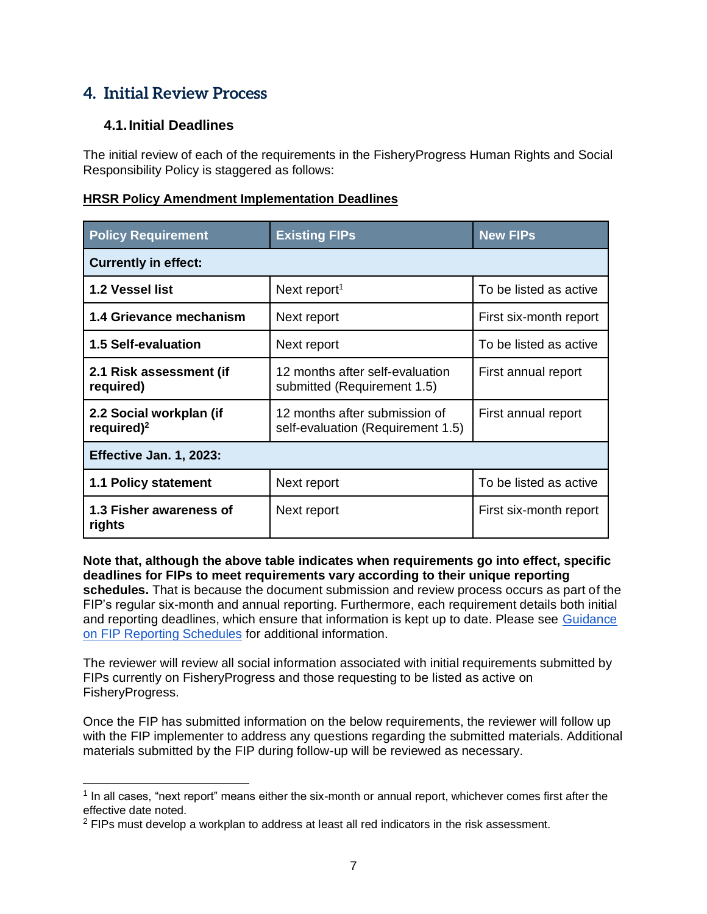## 4. Initial Review Process

### 4.1. Initial Deadlines

The initial review of each of the requirements in the FisheryProgress Human Rights and Social Responsibility Policy is staggered as follows:

**HRSR Policy Amendment Implementation Deadlines**

| Policy Requirement | Existing FIPs | New FIPs |
|---|---|---|
| **Currently in effect:** | | |
| **1.2 Vessel list** | Next report[1] | To be listed as active |
| **1.4 Grievance mechanism** | Next report | First six-month report |
| **1.5 Self-evaluation** | Next report | To be listed as active |
| **2.1 Risk assessment (if required)** | 12 months after self-evaluation submitted (Requirement 1.5) | First annual report |
| **2.2 Social workplan (if required)**[2] | 12 months after submission of self-evaluation (Requirement 1.5) | First annual report |
| **Effective Jan. 1, 2023:** | | |
| **1.1 Policy statement** | Next report | To be listed as active |
| **1.3 Fisher awareness of rights** | Next report | First six-month report |

**Note that, although the above table indicates when requirements go into effect, specific deadlines for FIPs to meet requirements vary according to their unique reporting schedules.** That is because the document submission and review process occurs as part of the FIP's regular six-month and annual reporting. Furthermore, each requirement details both initial and reporting deadlines, which ensure that information is kept up to date. Please see Guidance on FIP Reporting Schedules for additional information.

The reviewer will review all social information associated with initial requirements submitted by FIPs currently on FisheryProgress and those requesting to be listed as active on FisheryProgress.

Once the FIP has submitted information on the below requirements, the reviewer will follow up with the FIP implementer to address any questions regarding the submitted materials. Additional materials submitted by the FIP during follow-up will be reviewed as necessary.

---

[1] In all cases, "next report" means either the six-month or annual report, whichever comes first after the effective date noted.

[2] FIPs must develop a workplan to address at least all red indicators in the risk assessment.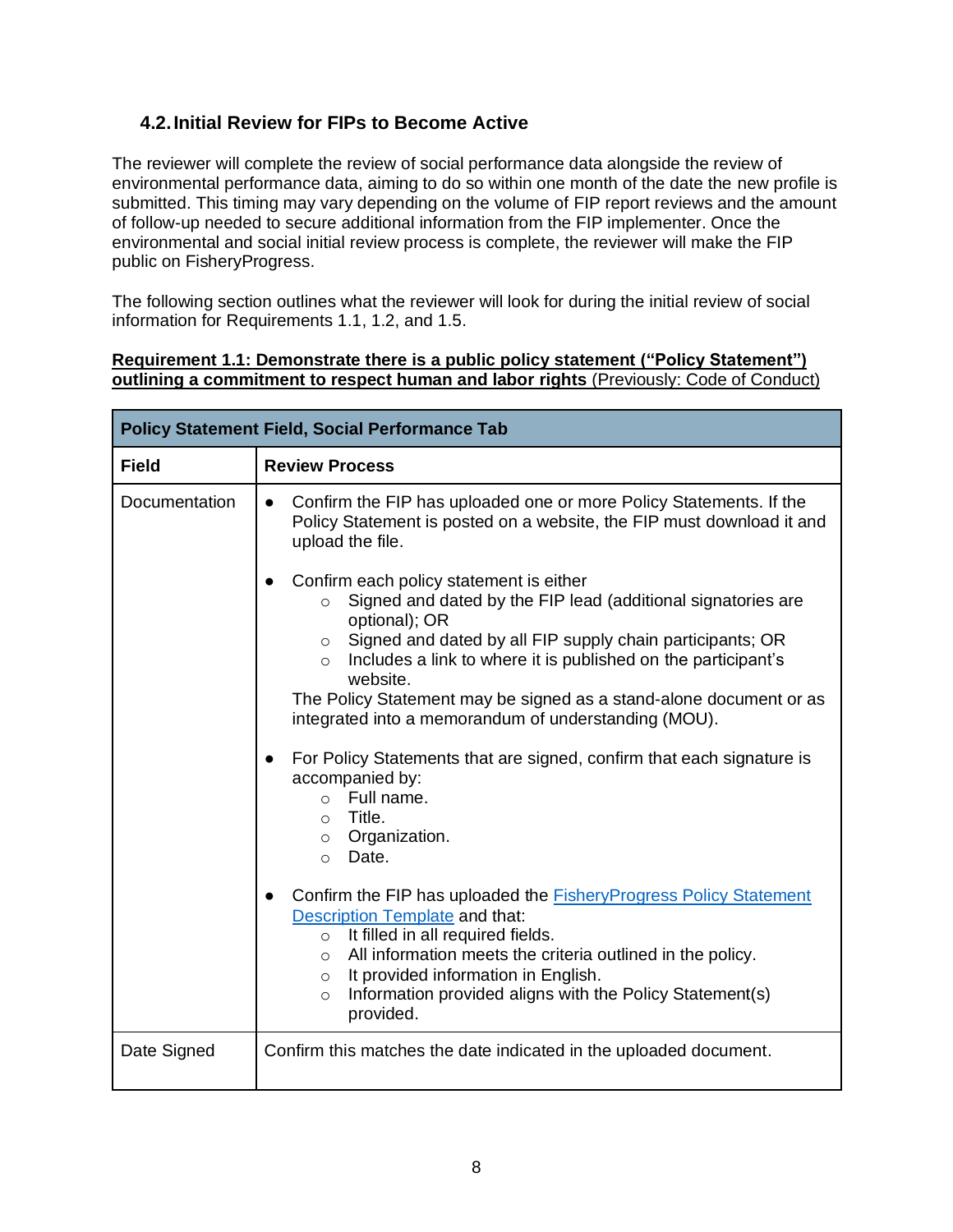## 4.2. Initial Review for FIPs to Become Active

The reviewer will complete the review of social performance data alongside the review of environmental performance data, aiming to do so within one month of the date the new profile is submitted. This timing may vary depending on the volume of FIP report reviews and the amount of follow-up needed to secure additional information from the FIP implementer. Once the environmental and social initial review process is complete, the reviewer will make the FIP public on FisheryProgress.

The following section outlines what the reviewer will look for during the initial review of social information for Requirements 1.1, 1.2, and 1.5.

**Requirement 1.1: Demonstrate there is a public policy statement ("Policy Statement") outlining a commitment to respect human and labor rights** (Previously: Code of Conduct)

| **Policy Statement Field, Social Performance Tab** | |
|---|---|
| **Field** | **Review Process** |
| Documentation | • Confirm the FIP has uploaded one or more Policy Statements. If the Policy Statement is posted on a website, the FIP must download it and upload the file.<br><br>• Confirm each policy statement is either<br>&nbsp;&nbsp;○ Signed and dated by the FIP lead (additional signatories are optional); OR<br>&nbsp;&nbsp;○ Signed and dated by all FIP supply chain participants; OR<br>&nbsp;&nbsp;○ Includes a link to where it is published on the participant's website.<br>The Policy Statement may be signed as a stand-alone document or as integrated into a memorandum of understanding (MOU).<br><br>• For Policy Statements that are signed, confirm that each signature is accompanied by:<br>&nbsp;&nbsp;○ Full name.<br>&nbsp;&nbsp;○ Title.<br>&nbsp;&nbsp;○ Organization.<br>&nbsp;&nbsp;○ Date.<br><br>• Confirm the FIP has uploaded the FisheryProgress Policy Statement Description Template and that:<br>&nbsp;&nbsp;○ It filled in all required fields.<br>&nbsp;&nbsp;○ All information meets the criteria outlined in the policy.<br>&nbsp;&nbsp;○ It provided information in English.<br>&nbsp;&nbsp;○ Information provided aligns with the Policy Statement(s) provided. |
| Date Signed | Confirm this matches the date indicated in the uploaded document. |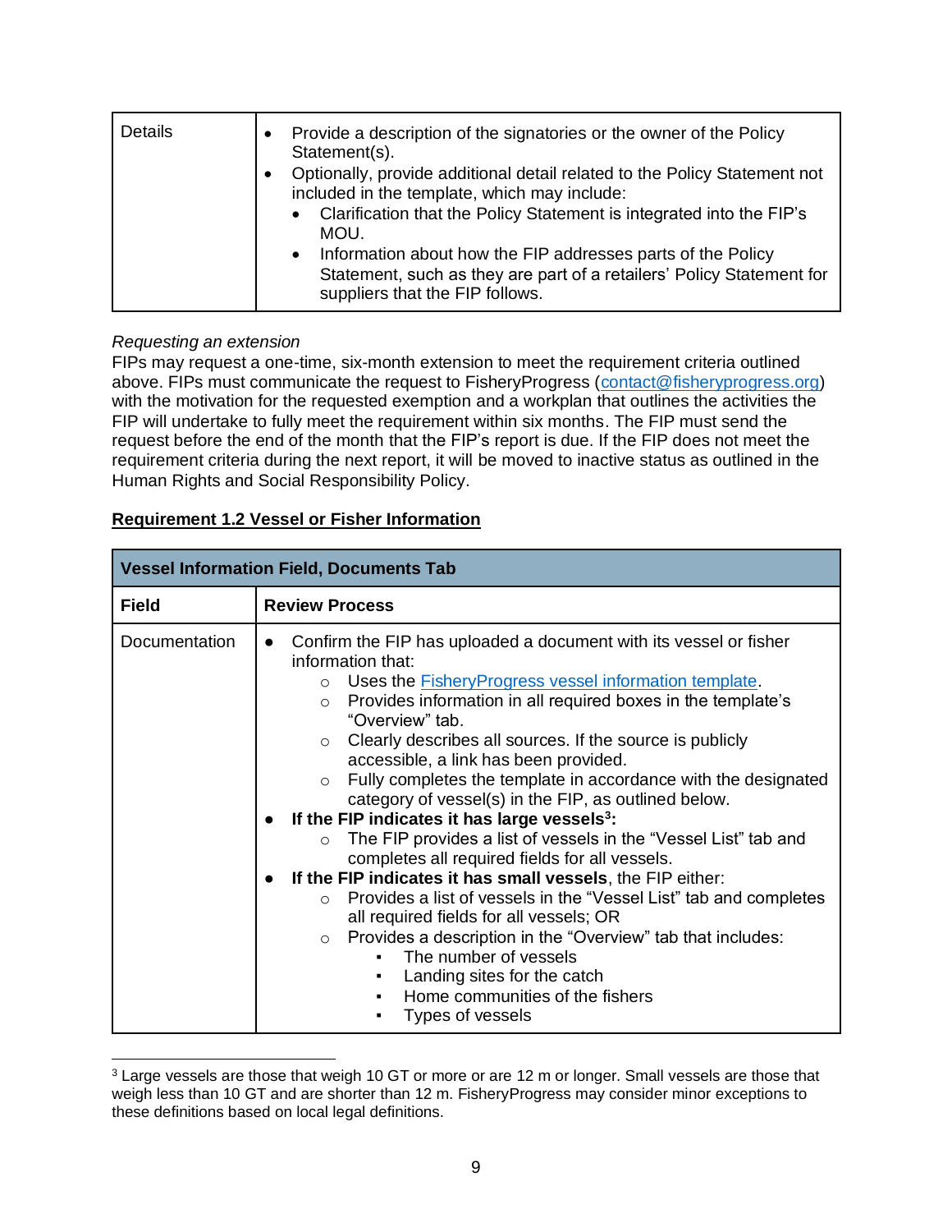| Details | • Provide a description of the signatories or the owner of the Policy Statement(s).<br>• Optionally, provide additional detail related to the Policy Statement not included in the template, which may include:<br>&nbsp;&nbsp;&nbsp;&nbsp;• Clarification that the Policy Statement is integrated into the FIP's MOU.<br>&nbsp;&nbsp;&nbsp;&nbsp;• Information about how the FIP addresses parts of the Policy Statement, such as they are part of a retailers' Policy Statement for suppliers that the FIP follows. |
|---|---|

*Requesting an extension*

FIPs may request a one-time, six-month extension to meet the requirement criteria outlined above. FIPs must communicate the request to FisheryProgress (contact@fisheryprogress.org) with the motivation for the requested exemption and a workplan that outlines the activities the FIP will undertake to fully meet the requirement within six months. The FIP must send the request before the end of the month that the FIP's report is due. If the FIP does not meet the requirement criteria during the next report, it will be moved to inactive status as outlined in the Human Rights and Social Responsibility Policy.

**Requirement 1.2 Vessel or Fisher Information**

| **Vessel Information Field, Documents Tab** | |
|---|---|
| **Field** | **Review Process** |
| Documentation | ● Confirm the FIP has uploaded a document with its vessel or fisher information that:<br>&nbsp;&nbsp;&nbsp;&nbsp;○ Uses the FisheryProgress vessel information template.<br>&nbsp;&nbsp;&nbsp;&nbsp;○ Provides information in all required boxes in the template's "Overview" tab.<br>&nbsp;&nbsp;&nbsp;&nbsp;○ Clearly describes all sources. If the source is publicly accessible, a link has been provided.<br>&nbsp;&nbsp;&nbsp;&nbsp;○ Fully completes the template in accordance with the designated category of vessel(s) in the FIP, as outlined below.<br>● **If the FIP indicates it has large vessels[3]:**<br>&nbsp;&nbsp;&nbsp;&nbsp;○ The FIP provides a list of vessels in the "Vessel List" tab and completes all required fields for all vessels.<br>● **If the FIP indicates it has small vessels**, the FIP either:<br>&nbsp;&nbsp;&nbsp;&nbsp;○ Provides a list of vessels in the "Vessel List" tab and completes all required fields for all vessels; OR<br>&nbsp;&nbsp;&nbsp;&nbsp;○ Provides a description in the "Overview" tab that includes:<br>&nbsp;&nbsp;&nbsp;&nbsp;&nbsp;&nbsp;&nbsp;&nbsp;▪ The number of vessels<br>&nbsp;&nbsp;&nbsp;&nbsp;&nbsp;&nbsp;&nbsp;&nbsp;▪ Landing sites for the catch<br>&nbsp;&nbsp;&nbsp;&nbsp;&nbsp;&nbsp;&nbsp;&nbsp;▪ Home communities of the fishers<br>&nbsp;&nbsp;&nbsp;&nbsp;&nbsp;&nbsp;&nbsp;&nbsp;▪ Types of vessels |

[3] Large vessels are those that weigh 10 GT or more or are 12 m or longer. Small vessels are those that weigh less than 10 GT and are shorter than 12 m. FisheryProgress may consider minor exceptions to these definitions based on local legal definitions.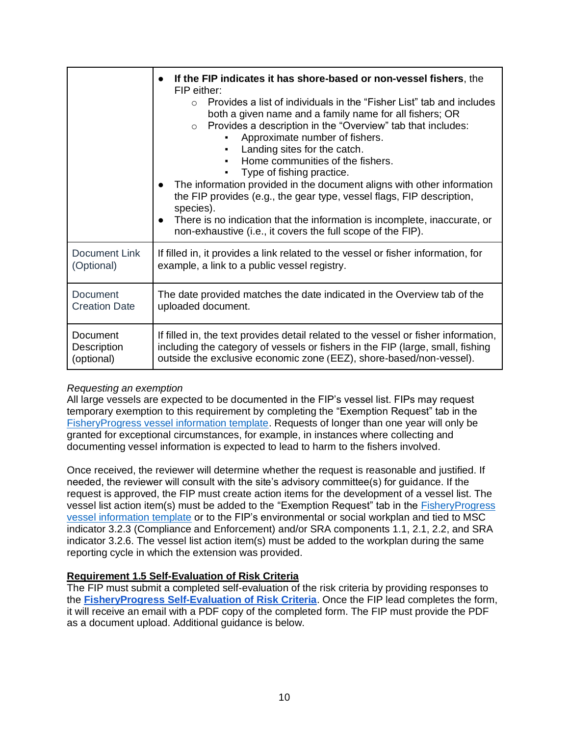|  |  |
|---|---|
|  | ● **If the FIP indicates it has shore-based or non-vessel fishers**, the FIP either:<br>○ Provides a list of individuals in the "Fisher List" tab and includes both a given name and a family name for all fishers; OR<br>○ Provides a description in the "Overview" tab that includes:<br>▪ Approximate number of fishers.<br>▪ Landing sites for the catch.<br>▪ Home communities of the fishers.<br>▪ Type of fishing practice.<br>● The information provided in the document aligns with other information the FIP provides (e.g., the gear type, vessel flags, FIP description, species).<br>● There is no indication that the information is incomplete, inaccurate, or non-exhaustive (i.e., it covers the full scope of the FIP). |
| Document Link (Optional) | If filled in, it provides a link related to the vessel or fisher information, for example, a link to a public vessel registry. |
| Document Creation Date | The date provided matches the date indicated in the Overview tab of the uploaded document. |
| Document Description (optional) | If filled in, the text provides detail related to the vessel or fisher information, including the category of vessels or fishers in the FIP (large, small, fishing outside the exclusive economic zone (EEZ), shore-based/non-vessel). |

*Requesting an exemption*

All large vessels are expected to be documented in the FIP's vessel list. FIPs may request temporary exemption to this requirement by completing the "Exemption Request" tab in the FisheryProgress vessel information template. Requests of longer than one year will only be granted for exceptional circumstances, for example, in instances where collecting and documenting vessel information is expected to lead to harm to the fishers involved.

Once received, the reviewer will determine whether the request is reasonable and justified. If needed, the reviewer will consult with the site's advisory committee(s) for guidance. If the request is approved, the FIP must create action items for the development of a vessel list. The vessel list action item(s) must be added to the "Exemption Request" tab in the FisheryProgress vessel information template or to the FIP's environmental or social workplan and tied to MSC indicator 3.2.3 (Compliance and Enforcement) and/or SRA components 1.1, 2.1, 2.2, and SRA indicator 3.2.6. The vessel list action item(s) must be added to the workplan during the same reporting cycle in which the extension was provided.

**Requirement 1.5 Self-Evaluation of Risk Criteria**

The FIP must submit a completed self-evaluation of the risk criteria by providing responses to the **FisheryProgress Self-Evaluation of Risk Criteria**. Once the FIP lead completes the form, it will receive an email with a PDF copy of the completed form. The FIP must provide the PDF as a document upload. Additional guidance is below.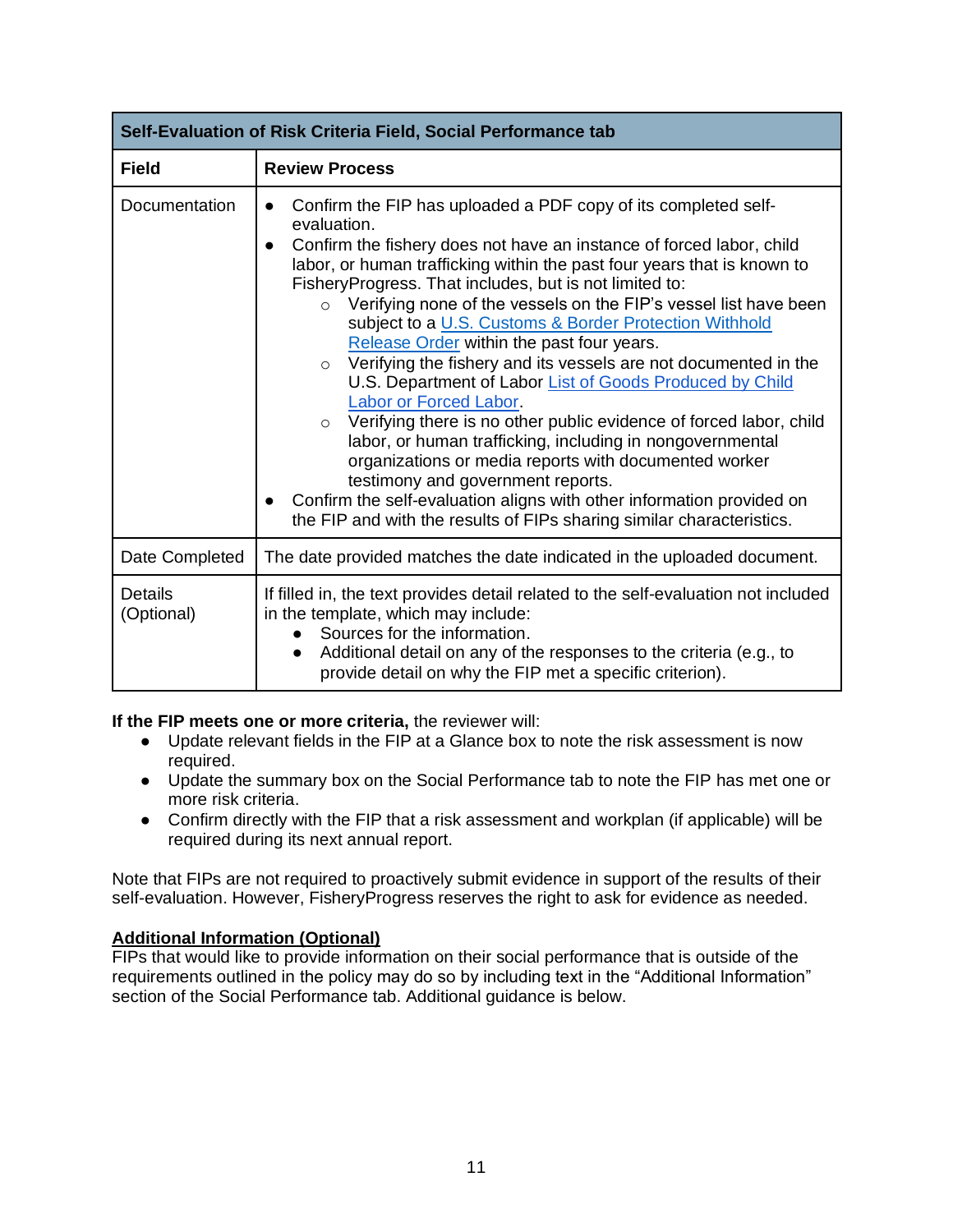| Self-Evaluation of Risk Criteria Field, Social Performance tab | |
|---|---|
| **Field** | **Review Process** |
| Documentation | ● Confirm the FIP has uploaded a PDF copy of its completed self-evaluation.<br>● Confirm the fishery does not have an instance of forced labor, child labor, or human trafficking within the past four years that is known to FisheryProgress. That includes, but is not limited to:<br>○ Verifying none of the vessels on the FIP's vessel list have been subject to a U.S. Customs & Border Protection Withhold Release Order within the past four years.<br>○ Verifying the fishery and its vessels are not documented in the U.S. Department of Labor List of Goods Produced by Child Labor or Forced Labor.<br>○ Verifying there is no other public evidence of forced labor, child labor, or human trafficking, including in nongovernmental organizations or media reports with documented worker testimony and government reports.<br>● Confirm the self-evaluation aligns with other information provided on the FIP and with the results of FIPs sharing similar characteristics. |
| Date Completed | The date provided matches the date indicated in the uploaded document. |
| Details (Optional) | If filled in, the text provides detail related to the self-evaluation not included in the template, which may include:<br>● Sources for the information.<br>● Additional detail on any of the responses to the criteria (e.g., to provide detail on why the FIP met a specific criterion). |

**If the FIP meets one or more criteria,** the reviewer will:

- Update relevant fields in the FIP at a Glance box to note the risk assessment is now required.
- Update the summary box on the Social Performance tab to note the FIP has met one or more risk criteria.
- Confirm directly with the FIP that a risk assessment and workplan (if applicable) will be required during its next annual report.

Note that FIPs are not required to proactively submit evidence in support of the results of their self-evaluation. However, FisheryProgress reserves the right to ask for evidence as needed.

**Additional Information (Optional)**

FIPs that would like to provide information on their social performance that is outside of the requirements outlined in the policy may do so by including text in the "Additional Information" section of the Social Performance tab. Additional guidance is below.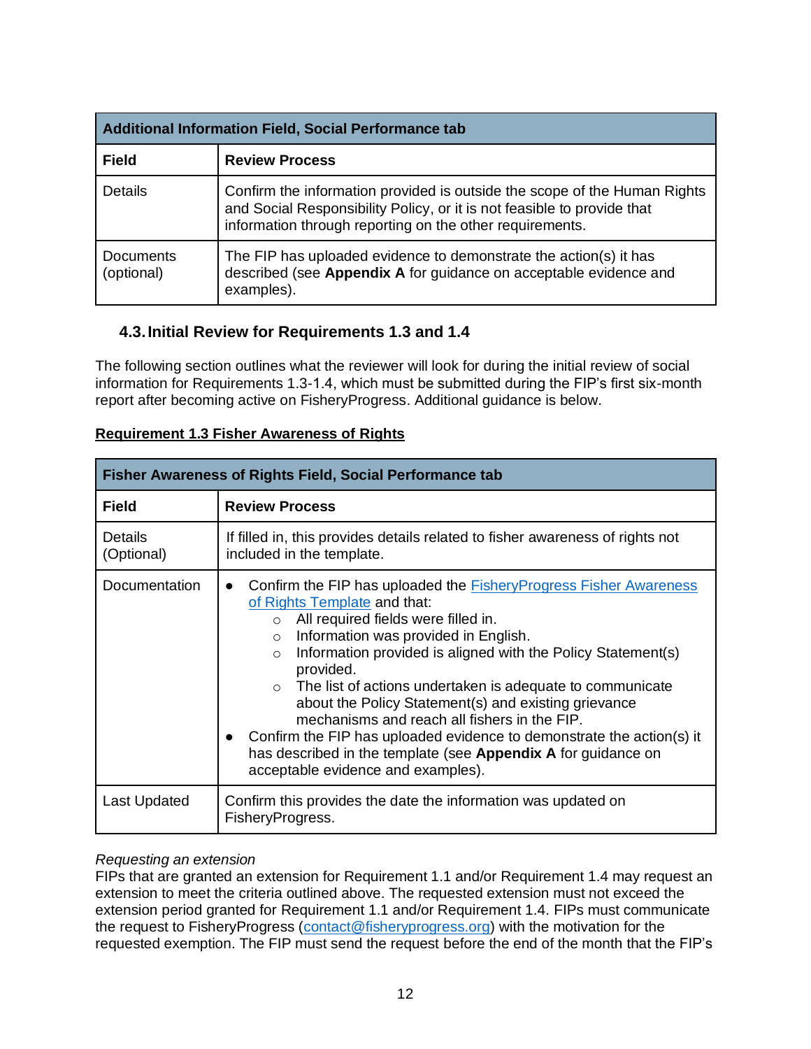| Additional Information Field, Social Performance tab | |
|---|---|
| **Field** | **Review Process** |
| Details | Confirm the information provided is outside the scope of the Human Rights and Social Responsibility Policy, or it is not feasible to provide that information through reporting on the other requirements. |
| Documents (optional) | The FIP has uploaded evidence to demonstrate the action(s) it has described (see **Appendix A** for guidance on acceptable evidence and examples). |

### 4.3. Initial Review for Requirements 1.3 and 1.4

The following section outlines what the reviewer will look for during the initial review of social information for Requirements 1.3-1.4, which must be submitted during the FIP's first six-month report after becoming active on FisheryProgress. Additional guidance is below.

**Requirement 1.3 Fisher Awareness of Rights**

| Fisher Awareness of Rights Field, Social Performance tab | |
|---|---|
| **Field** | **Review Process** |
| Details (Optional) | If filled in, this provides details related to fisher awareness of rights not included in the template. |
| Documentation | • Confirm the FIP has uploaded the FisheryProgress Fisher Awareness of Rights Template and that:<br>○ All required fields were filled in.<br>○ Information was provided in English.<br>○ Information provided is aligned with the Policy Statement(s) provided.<br>○ The list of actions undertaken is adequate to communicate about the Policy Statement(s) and existing grievance mechanisms and reach all fishers in the FIP.<br>• Confirm the FIP has uploaded evidence to demonstrate the action(s) it has described in the template (see **Appendix A** for guidance on acceptable evidence and examples). |
| Last Updated | Confirm this provides the date the information was updated on FisheryProgress. |

*Requesting an extension*

FIPs that are granted an extension for Requirement 1.1 and/or Requirement 1.4 may request an extension to meet the criteria outlined above. The requested extension must not exceed the extension period granted for Requirement 1.1 and/or Requirement 1.4. FIPs must communicate the request to FisheryProgress (contact@fisheryprogress.org) with the motivation for the requested exemption. The FIP must send the request before the end of the month that the FIP's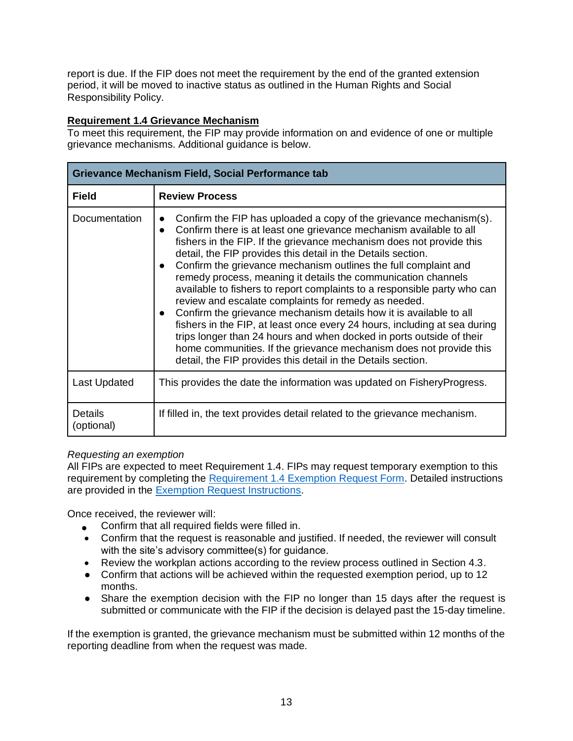report is due. If the FIP does not meet the requirement by the end of the granted extension period, it will be moved to inactive status as outlined in the Human Rights and Social Responsibility Policy.

**Requirement 1.4 Grievance Mechanism**

To meet this requirement, the FIP may provide information on and evidence of one or multiple grievance mechanisms. Additional guidance is below.

| Grievance Mechanism Field, Social Performance tab | |
|---|---|
| **Field** | **Review Process** |
| Documentation | • Confirm the FIP has uploaded a copy of the grievance mechanism(s).<br>• Confirm there is at least one grievance mechanism available to all fishers in the FIP. If the grievance mechanism does not provide this detail, the FIP provides this detail in the Details section.<br>• Confirm the grievance mechanism outlines the full complaint and remedy process, meaning it details the communication channels available to fishers to report complaints to a responsible party who can review and escalate complaints for remedy as needed.<br>• Confirm the grievance mechanism details how it is available to all fishers in the FIP, at least once every 24 hours, including at sea during trips longer than 24 hours and when docked in ports outside of their home communities. If the grievance mechanism does not provide this detail, the FIP provides this detail in the Details section. |
| Last Updated | This provides the date the information was updated on FisheryProgress. |
| Details (optional) | If filled in, the text provides detail related to the grievance mechanism. |

*Requesting an exemption*

All FIPs are expected to meet Requirement 1.4. FIPs may request temporary exemption to this requirement by completing the Requirement 1.4 Exemption Request Form. Detailed instructions are provided in the Exemption Request Instructions.

Once received, the reviewer will:

- Confirm that all required fields were filled in.
- Confirm that the request is reasonable and justified. If needed, the reviewer will consult with the site's advisory committee(s) for guidance.
- Review the workplan actions according to the review process outlined in Section 4.3.
- Confirm that actions will be achieved within the requested exemption period, up to 12 months.
- Share the exemption decision with the FIP no longer than 15 days after the request is submitted or communicate with the FIP if the decision is delayed past the 15-day timeline.

If the exemption is granted, the grievance mechanism must be submitted within 12 months of the reporting deadline from when the request was made.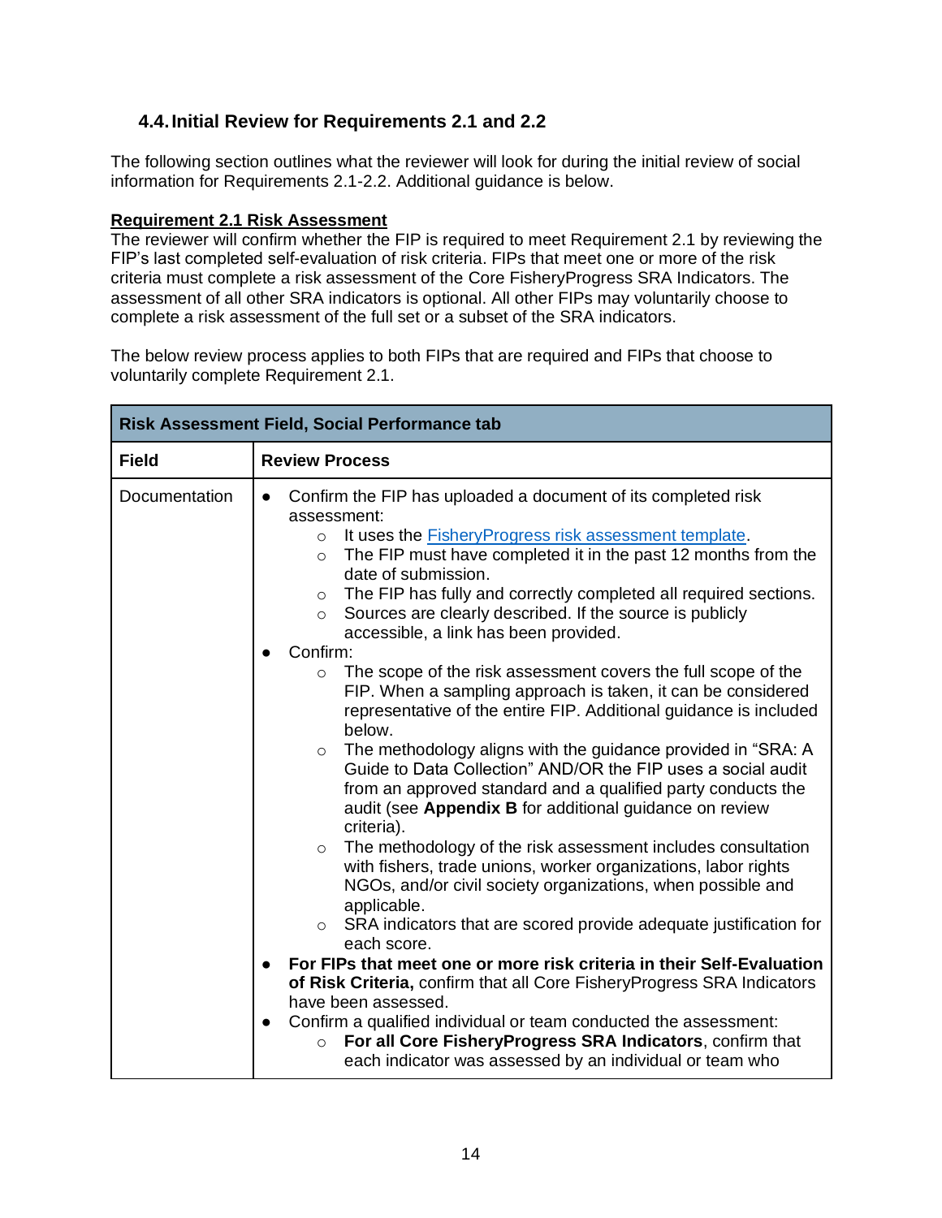### 4.4. Initial Review for Requirements 2.1 and 2.2

The following section outlines what the reviewer will look for during the initial review of social information for Requirements 2.1-2.2. Additional guidance is below.

**Requirement 2.1 Risk Assessment**

The reviewer will confirm whether the FIP is required to meet Requirement 2.1 by reviewing the FIP's last completed self-evaluation of risk criteria. FIPs that meet one or more of the risk criteria must complete a risk assessment of the Core FisheryProgress SRA Indicators. The assessment of all other SRA indicators is optional. All other FIPs may voluntarily choose to complete a risk assessment of the full set or a subset of the SRA indicators.

The below review process applies to both FIPs that are required and FIPs that choose to voluntarily complete Requirement 2.1.

| **Risk Assessment Field, Social Performance tab** | |
|---|---|
| **Field** | **Review Process** |
| Documentation | • Confirm the FIP has uploaded a document of its completed risk assessment:<br>  ○ It uses the FisheryProgress risk assessment template.<br>  ○ The FIP must have completed it in the past 12 months from the date of submission.<br>  ○ The FIP has fully and correctly completed all required sections.<br>  ○ Sources are clearly described. If the source is publicly accessible, a link has been provided.<br>• Confirm:<br>  ○ The scope of the risk assessment covers the full scope of the FIP. When a sampling approach is taken, it can be considered representative of the entire FIP. Additional guidance is included below.<br>  ○ The methodology aligns with the guidance provided in "SRA: A Guide to Data Collection" AND/OR the FIP uses a social audit from an approved standard and a qualified party conducts the audit (see **Appendix B** for additional guidance on review criteria).<br>  ○ The methodology of the risk assessment includes consultation with fishers, trade unions, worker organizations, labor rights NGOs, and/or civil society organizations, when possible and applicable.<br>  ○ SRA indicators that are scored provide adequate justification for each score.<br>• **For FIPs that meet one or more risk criteria in their Self-Evaluation of Risk Criteria,** confirm that all Core FisheryProgress SRA Indicators have been assessed.<br>• Confirm a qualified individual or team conducted the assessment:<br>  ○ **For all Core FisheryProgress SRA Indicators**, confirm that each indicator was assessed by an individual or team who |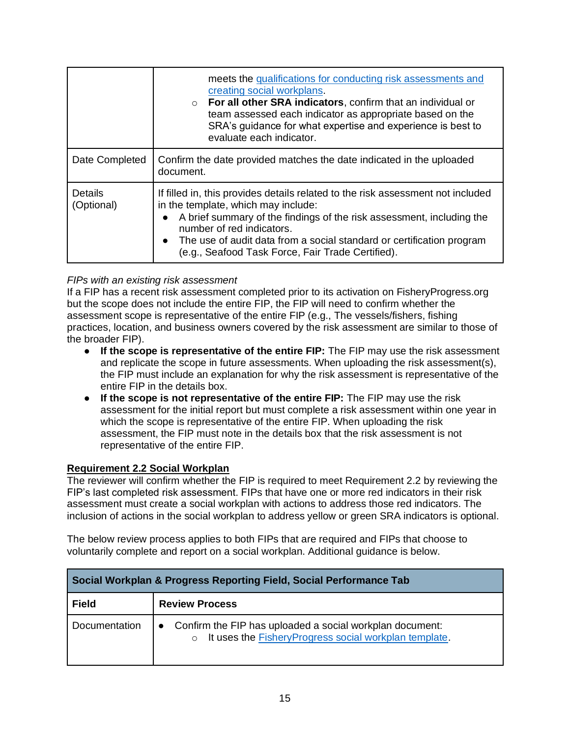| | |
|---|---|
| | meets the qualifications for conducting risk assessments and creating social workplans.<br>○ **For all other SRA indicators**, confirm that an individual or team assessed each indicator as appropriate based on the SRA's guidance for what expertise and experience is best to evaluate each indicator. |
| Date Completed | Confirm the date provided matches the date indicated in the uploaded document. |
| Details (Optional) | If filled in, this provides details related to the risk assessment not included in the template, which may include:<br>● A brief summary of the findings of the risk assessment, including the number of red indicators.<br>● The use of audit data from a social standard or certification program (e.g., Seafood Task Force, Fair Trade Certified). |

*FIPs with an existing risk assessment*
If a FIP has a recent risk assessment completed prior to its activation on FisheryProgress.org but the scope does not include the entire FIP, the FIP will need to confirm whether the assessment scope is representative of the entire FIP (e.g., The vessels/fishers, fishing practices, location, and business owners covered by the risk assessment are similar to those of the broader FIP).

- **If the scope is representative of the entire FIP:** The FIP may use the risk assessment and replicate the scope in future assessments. When uploading the risk assessment(s), the FIP must include an explanation for why the risk assessment is representative of the entire FIP in the details box.
- **If the scope is not representative of the entire FIP:** The FIP may use the risk assessment for the initial report but must complete a risk assessment within one year in which the scope is representative of the entire FIP. When uploading the risk assessment, the FIP must note in the details box that the risk assessment is not representative of the entire FIP.

## Requirement 2.2 Social Workplan

The reviewer will confirm whether the FIP is required to meet Requirement 2.2 by reviewing the FIP's last completed risk assessment. FIPs that have one or more red indicators in their risk assessment must create a social workplan with actions to address those red indicators. The inclusion of actions in the social workplan to address yellow or green SRA indicators is optional.

The below review process applies to both FIPs that are required and FIPs that choose to voluntarily complete and report on a social workplan. Additional guidance is below.

| **Social Workplan & Progress Reporting Field, Social Performance Tab** | |
|---|---|
| **Field** | **Review Process** |
| Documentation | ● Confirm the FIP has uploaded a social workplan document:<br>○ It uses the FisheryProgress social workplan template. |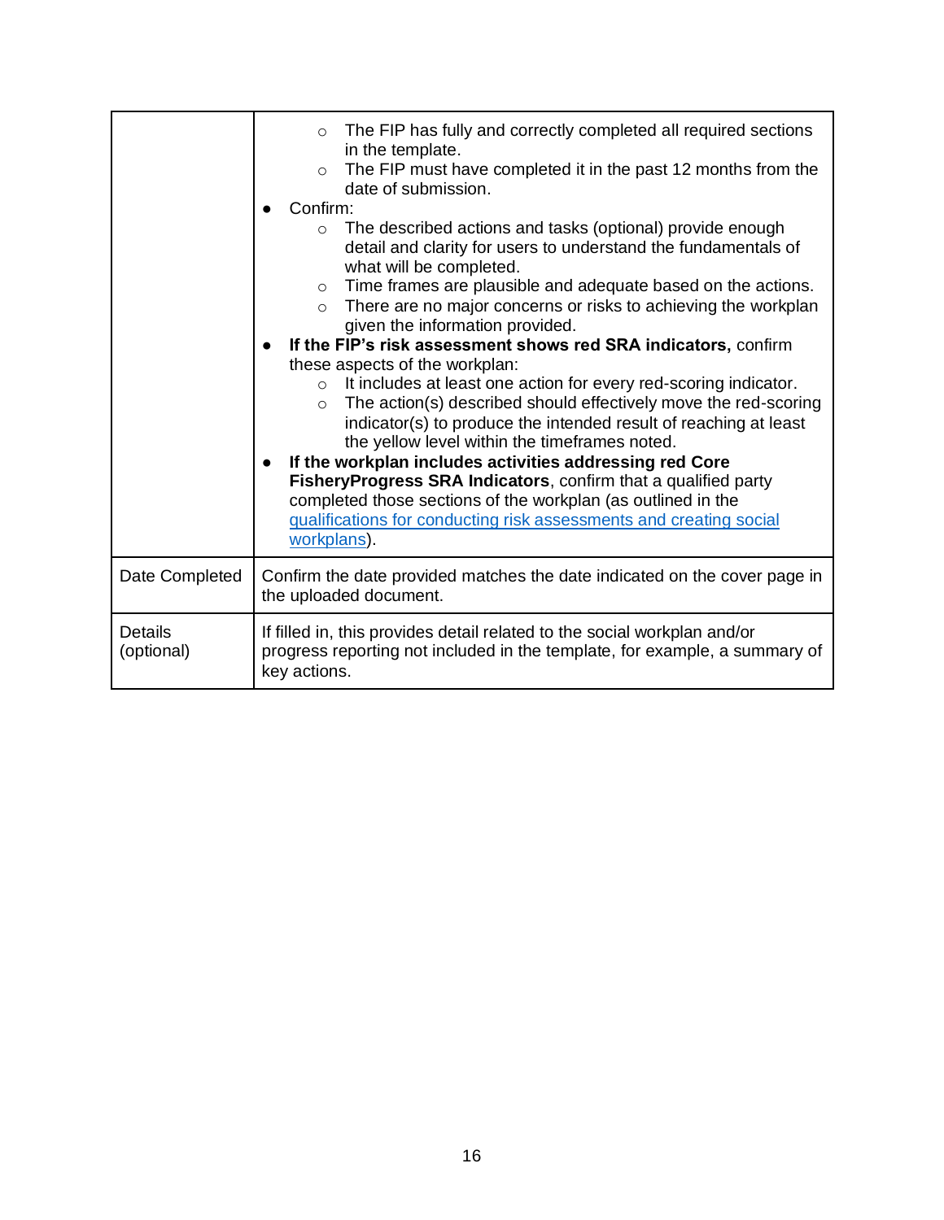| | |
|---|---|
| | ◦ The FIP has fully and correctly completed all required sections in the template.<br>◦ The FIP must have completed it in the past 12 months from the date of submission.<br>• Confirm:<br>◦ The described actions and tasks (optional) provide enough detail and clarity for users to understand the fundamentals of what will be completed.<br>◦ Time frames are plausible and adequate based on the actions.<br>◦ There are no major concerns or risks to achieving the workplan given the information provided.<br>• **If the FIP's risk assessment shows red SRA indicators,** confirm these aspects of the workplan:<br>◦ It includes at least one action for every red-scoring indicator.<br>◦ The action(s) described should effectively move the red-scoring indicator(s) to produce the intended result of reaching at least the yellow level within the timeframes noted.<br>• **If the workplan includes activities addressing red Core FisheryProgress SRA Indicators**, confirm that a qualified party completed those sections of the workplan (as outlined in the qualifications for conducting risk assessments and creating social workplans). |
| Date Completed | Confirm the date provided matches the date indicated on the cover page in the uploaded document. |
| Details (optional) | If filled in, this provides detail related to the social workplan and/or progress reporting not included in the template, for example, a summary of key actions. |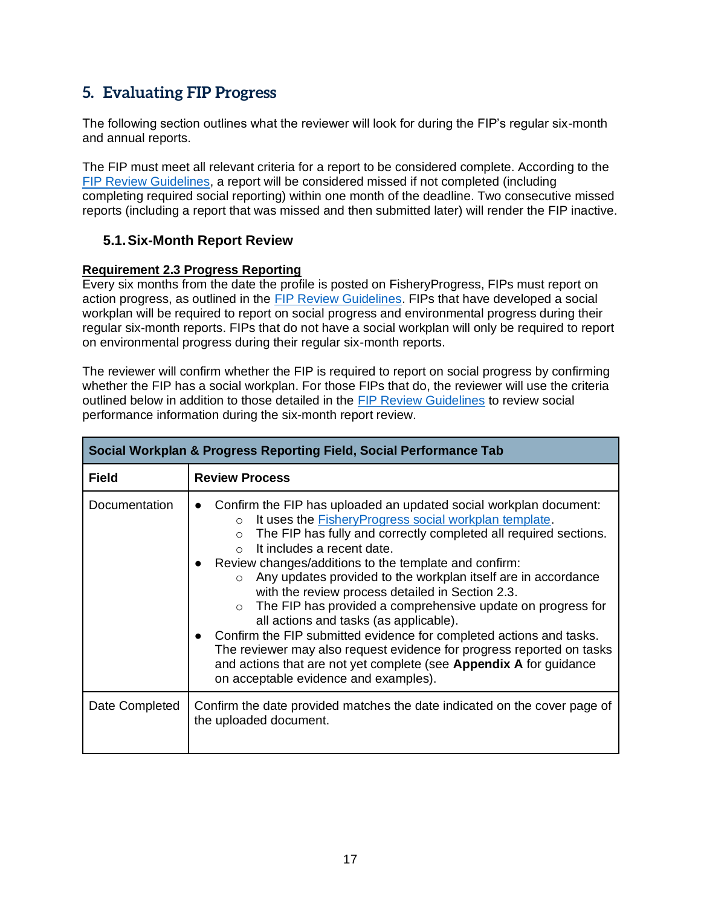## 5. Evaluating FIP Progress

The following section outlines what the reviewer will look for during the FIP's regular six-month and annual reports.

The FIP must meet all relevant criteria for a report to be considered complete. According to the FIP Review Guidelines, a report will be considered missed if not completed (including completing required social reporting) within one month of the deadline. Two consecutive missed reports (including a report that was missed and then submitted later) will render the FIP inactive.

### 5.1. Six-Month Report Review

**Requirement 2.3 Progress Reporting**

Every six months from the date the profile is posted on FisheryProgress, FIPs must report on action progress, as outlined in the FIP Review Guidelines. FIPs that have developed a social workplan will be required to report on social progress and environmental progress during their regular six-month reports. FIPs that do not have a social workplan will only be required to report on environmental progress during their regular six-month reports.

The reviewer will confirm whether the FIP is required to report on social progress by confirming whether the FIP has a social workplan. For those FIPs that do, the reviewer will use the criteria outlined below in addition to those detailed in the FIP Review Guidelines to review social performance information during the six-month report review.

| Social Workplan & Progress Reporting Field, Social Performance Tab | |
|---|---|
| **Field** | **Review Process** |
| Documentation | • Confirm the FIP has uploaded an updated social workplan document:<br>  ○ It uses the FisheryProgress social workplan template.<br>  ○ The FIP has fully and correctly completed all required sections.<br>  ○ It includes a recent date.<br>• Review changes/additions to the template and confirm:<br>  ○ Any updates provided to the workplan itself are in accordance with the review process detailed in Section 2.3.<br>  ○ The FIP has provided a comprehensive update on progress for all actions and tasks (as applicable).<br>• Confirm the FIP submitted evidence for completed actions and tasks. The reviewer may also request evidence for progress reported on tasks and actions that are not yet complete (see **Appendix A** for guidance on acceptable evidence and examples). |
| Date Completed | Confirm the date provided matches the date indicated on the cover page of the uploaded document. |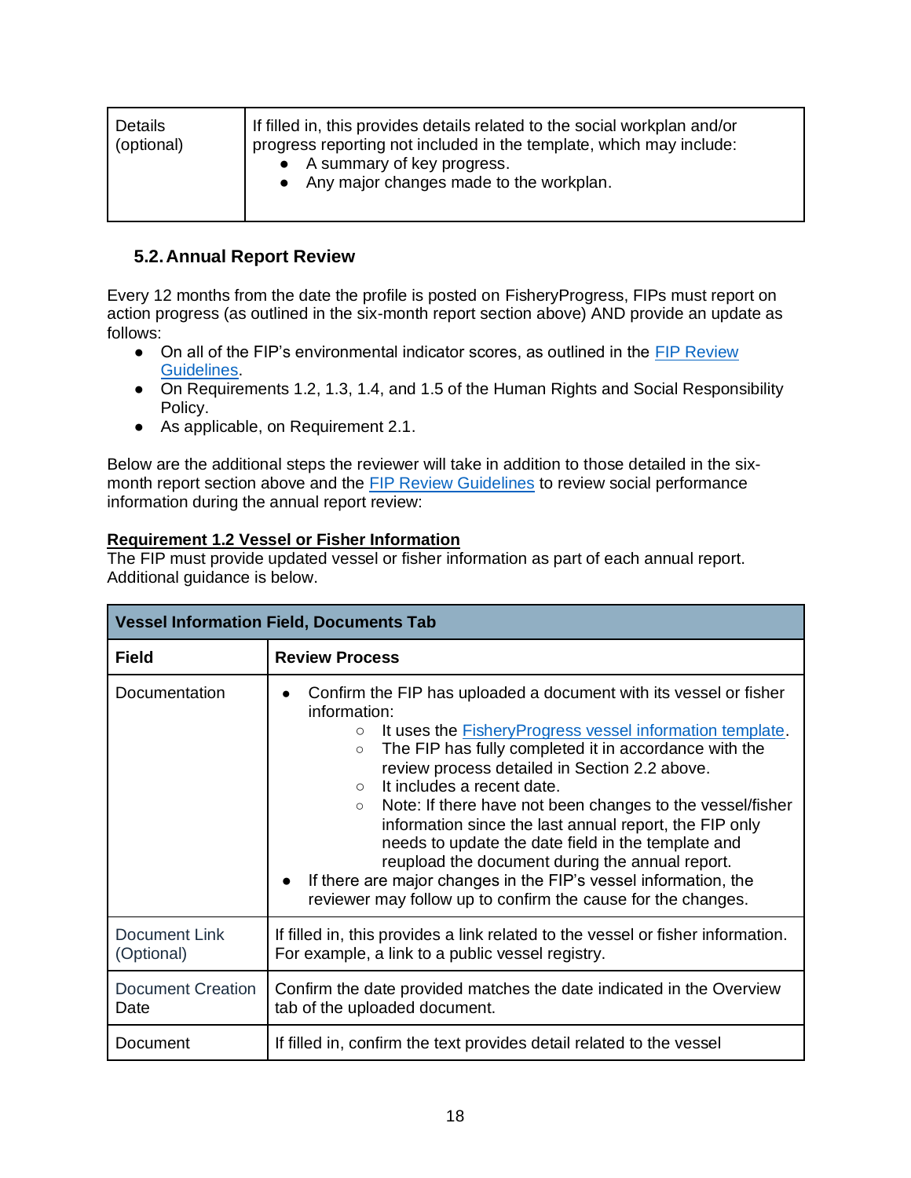| Details (optional) | If filled in, this provides details related to the social workplan and/or progress reporting not included in the template, which may include:<br>• A summary of key progress.<br>• Any major changes made to the workplan. |
|---|---|

### 5.2. Annual Report Review

Every 12 months from the date the profile is posted on FisheryProgress, FIPs must report on action progress (as outlined in the six-month report section above) AND provide an update as follows:

- On all of the FIP's environmental indicator scores, as outlined in the FIP Review Guidelines.
- On Requirements 1.2, 1.3, 1.4, and 1.5 of the Human Rights and Social Responsibility Policy.
- As applicable, on Requirement 2.1.

Below are the additional steps the reviewer will take in addition to those detailed in the six-month report section above and the FIP Review Guidelines to review social performance information during the annual report review:

**Requirement 1.2 Vessel or Fisher Information**

The FIP must provide updated vessel or fisher information as part of each annual report. Additional guidance is below.

| **Vessel Information Field, Documents Tab** | |
|---|---|
| **Field** | **Review Process** |
| Documentation | • Confirm the FIP has uploaded a document with its vessel or fisher information:<br>  ○ It uses the FisheryProgress vessel information template.<br>  ○ The FIP has fully completed it in accordance with the review process detailed in Section 2.2 above.<br>  ○ It includes a recent date.<br>  ○ Note: If there have not been changes to the vessel/fisher information since the last annual report, the FIP only needs to update the date field in the template and reupload the document during the annual report.<br>• If there are major changes in the FIP's vessel information, the reviewer may follow up to confirm the cause for the changes. |
| Document Link (Optional) | If filled in, this provides a link related to the vessel or fisher information. For example, a link to a public vessel registry. |
| Document Creation Date | Confirm the date provided matches the date indicated in the Overview tab of the uploaded document. |
| Document | If filled in, confirm the text provides detail related to the vessel |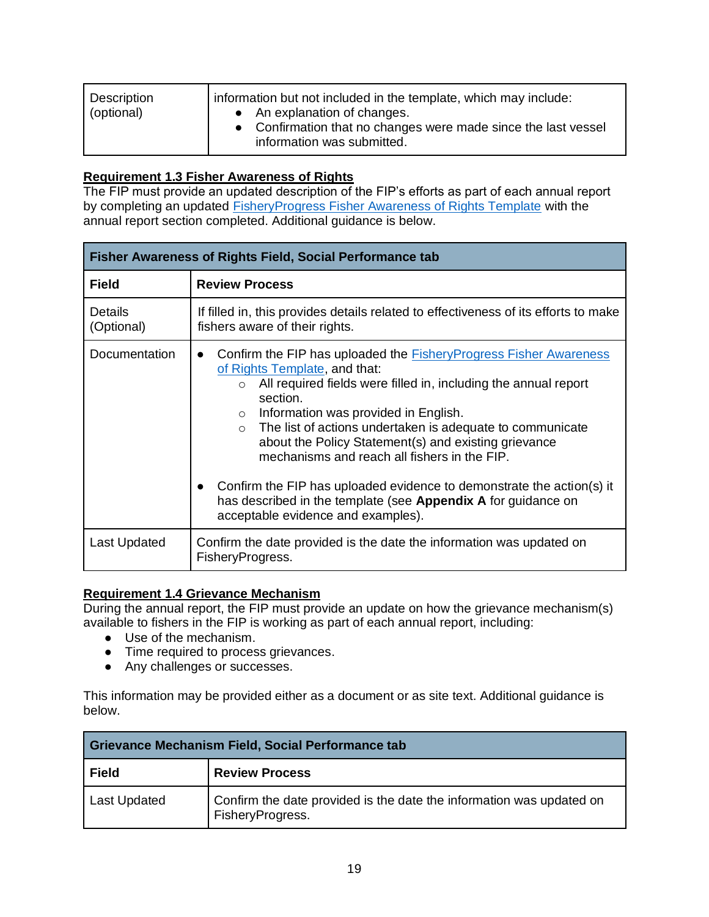| Description (optional) | information but not included in the template, which may include:<br>• An explanation of changes.<br>• Confirmation that no changes were made since the last vessel information was submitted. |
|---|---|

**Requirement 1.3 Fisher Awareness of Rights**

The FIP must provide an updated description of the FIP's efforts as part of each annual report by completing an updated FisheryProgress Fisher Awareness of Rights Template with the annual report section completed. Additional guidance is below.

| **Fisher Awareness of Rights Field, Social Performance tab** | |
|---|---|
| **Field** | **Review Process** |
| Details (Optional) | If filled in, this provides details related to effectiveness of its efforts to make fishers aware of their rights. |
| Documentation | • Confirm the FIP has uploaded the FisheryProgress Fisher Awareness of Rights Template, and that:<br>  ○ All required fields were filled in, including the annual report section.<br>  ○ Information was provided in English.<br>  ○ The list of actions undertaken is adequate to communicate about the Policy Statement(s) and existing grievance mechanisms and reach all fishers in the FIP.<br><br>• Confirm the FIP has uploaded evidence to demonstrate the action(s) it has described in the template (see **Appendix A** for guidance on acceptable evidence and examples). |
| Last Updated | Confirm the date provided is the date the information was updated on FisheryProgress. |

**Requirement 1.4 Grievance Mechanism**

During the annual report, the FIP must provide an update on how the grievance mechanism(s) available to fishers in the FIP is working as part of each annual report, including:

- Use of the mechanism.
- Time required to process grievances.
- Any challenges or successes.

This information may be provided either as a document or as site text. Additional guidance is below.

| **Grievance Mechanism Field, Social Performance tab** | |
|---|---|
| **Field** | **Review Process** |
| Last Updated | Confirm the date provided is the date the information was updated on FisheryProgress. |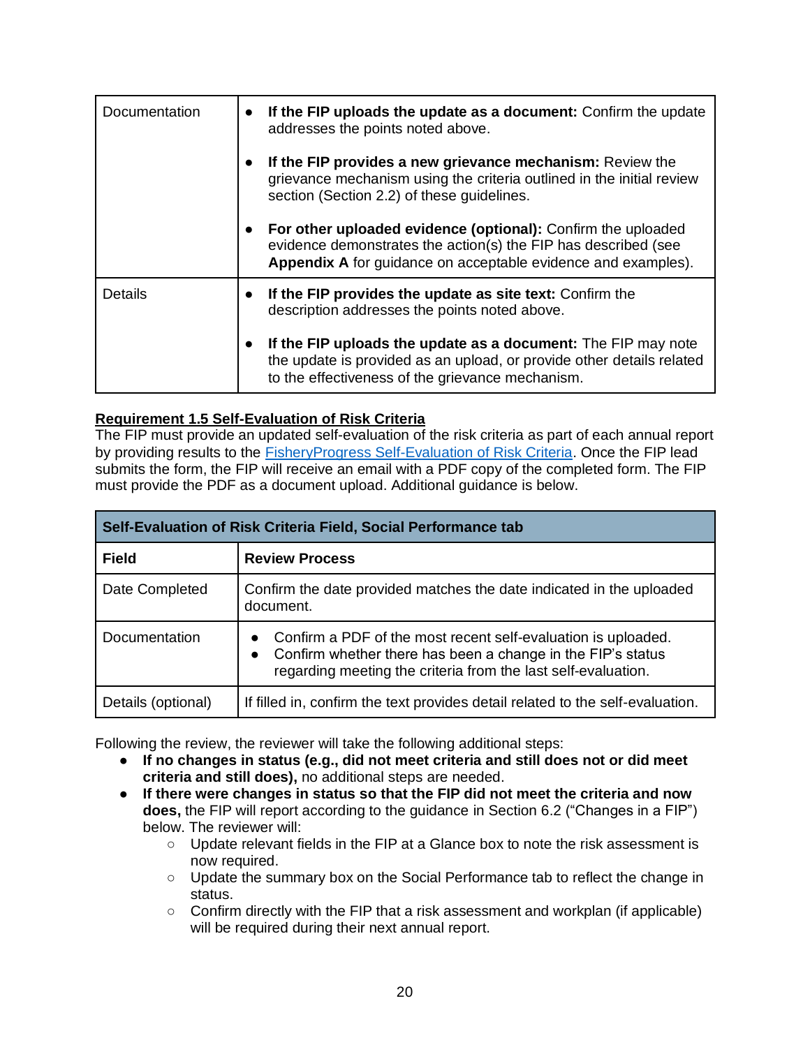| | |
|---|---|
| Documentation | • **If the FIP uploads the update as a document:** Confirm the update addresses the points noted above. <br> • **If the FIP provides a new grievance mechanism:** Review the grievance mechanism using the criteria outlined in the initial review section (Section 2.2) of these guidelines. <br> • **For other uploaded evidence (optional):** Confirm the uploaded evidence demonstrates the action(s) the FIP has described (see **Appendix A** for guidance on acceptable evidence and examples). |
| Details | • **If the FIP provides the update as site text:** Confirm the description addresses the points noted above. <br> • **If the FIP uploads the update as a document:** The FIP may note the update is provided as an upload, or provide other details related to the effectiveness of the grievance mechanism. |

**Requirement 1.5 Self-Evaluation of Risk Criteria**

The FIP must provide an updated self-evaluation of the risk criteria as part of each annual report by providing results to the FisheryProgress Self-Evaluation of Risk Criteria. Once the FIP lead submits the form, the FIP will receive an email with a PDF copy of the completed form. The FIP must provide the PDF as a document upload. Additional guidance is below.

| **Self-Evaluation of Risk Criteria Field, Social Performance tab** | |
|---|---|
| **Field** | **Review Process** |
| Date Completed | Confirm the date provided matches the date indicated in the uploaded document. |
| Documentation | • Confirm a PDF of the most recent self-evaluation is uploaded. <br> • Confirm whether there has been a change in the FIP's status regarding meeting the criteria from the last self-evaluation. |
| Details (optional) | If filled in, confirm the text provides detail related to the self-evaluation. |

Following the review, the reviewer will take the following additional steps:

- **If no changes in status (e.g., did not meet criteria and still does not or did meet criteria and still does),** no additional steps are needed.
- **If there were changes in status so that the FIP did not meet the criteria and now does,** the FIP will report according to the guidance in Section 6.2 ("Changes in a FIP") below. The reviewer will:
  - Update relevant fields in the FIP at a Glance box to note the risk assessment is now required.
  - Update the summary box on the Social Performance tab to reflect the change in status.
  - Confirm directly with the FIP that a risk assessment and workplan (if applicable) will be required during their next annual report.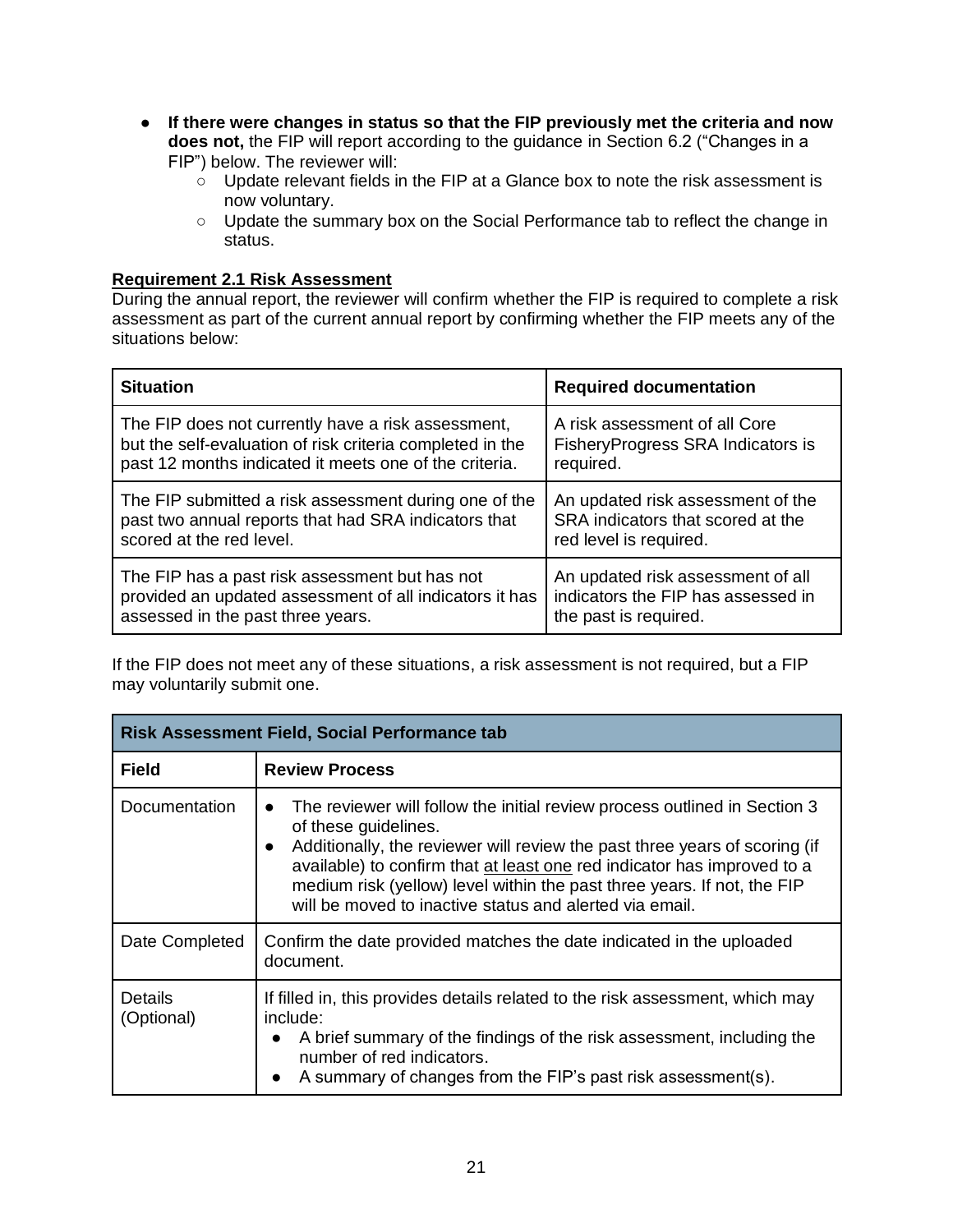- **If there were changes in status so that the FIP previously met the criteria and now does not,** the FIP will report according to the guidance in Section 6.2 ("Changes in a FIP") below. The reviewer will:
  - Update relevant fields in the FIP at a Glance box to note the risk assessment is now voluntary.
  - Update the summary box on the Social Performance tab to reflect the change in status.

**Requirement 2.1 Risk Assessment**

During the annual report, the reviewer will confirm whether the FIP is required to complete a risk assessment as part of the current annual report by confirming whether the FIP meets any of the situations below:

| Situation | Required documentation |
|---|---|
| The FIP does not currently have a risk assessment, but the self-evaluation of risk criteria completed in the past 12 months indicated it meets one of the criteria. | A risk assessment of all Core FisheryProgress SRA Indicators is required. |
| The FIP submitted a risk assessment during one of the past two annual reports that had SRA indicators that scored at the red level. | An updated risk assessment of the SRA indicators that scored at the red level is required. |
| The FIP has a past risk assessment but has not provided an updated assessment of all indicators it has assessed in the past three years. | An updated risk assessment of all indicators the FIP has assessed in the past is required. |

If the FIP does not meet any of these situations, a risk assessment is not required, but a FIP may voluntarily submit one.

| **Risk Assessment Field, Social Performance tab** | |
|---|---|
| **Field** | **Review Process** |
| Documentation | • The reviewer will follow the initial review process outlined in Section 3 of these guidelines.<br>• Additionally, the reviewer will review the past three years of scoring (if available) to confirm that at least one red indicator has improved to a medium risk (yellow) level within the past three years. If not, the FIP will be moved to inactive status and alerted via email. |
| Date Completed | Confirm the date provided matches the date indicated in the uploaded document. |
| Details (Optional) | If filled in, this provides details related to the risk assessment, which may include:<br>• A brief summary of the findings of the risk assessment, including the number of red indicators.<br>• A summary of changes from the FIP's past risk assessment(s). |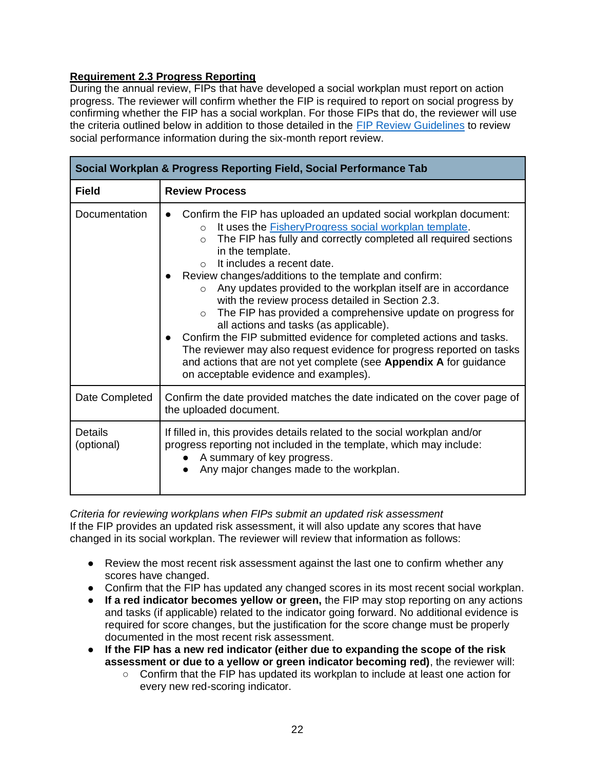**Requirement 2.3 Progress Reporting**

During the annual review, FIPs that have developed a social workplan must report on action progress. The reviewer will confirm whether the FIP is required to report on social progress by confirming whether the FIP has a social workplan. For those FIPs that do, the reviewer will use the criteria outlined below in addition to those detailed in the FIP Review Guidelines to review social performance information during the six-month report review.

| **Social Workplan & Progress Reporting Field, Social Performance Tab** | |
|---|---|
| **Field** | **Review Process** |
| Documentation | • Confirm the FIP has uploaded an updated social workplan document:<br>  ○ It uses the FisheryProgress social workplan template.<br>  ○ The FIP has fully and correctly completed all required sections in the template.<br>  ○ It includes a recent date.<br>• Review changes/additions to the template and confirm:<br>  ○ Any updates provided to the workplan itself are in accordance with the review process detailed in Section 2.3.<br>  ○ The FIP has provided a comprehensive update on progress for all actions and tasks (as applicable).<br>• Confirm the FIP submitted evidence for completed actions and tasks. The reviewer may also request evidence for progress reported on tasks and actions that are not yet complete (see **Appendix A** for guidance on acceptable evidence and examples). |
| Date Completed | Confirm the date provided matches the date indicated on the cover page of the uploaded document. |
| Details (optional) | If filled in, this provides details related to the social workplan and/or progress reporting not included in the template, which may include:<br>• A summary of key progress.<br>• Any major changes made to the workplan. |

*Criteria for reviewing workplans when FIPs submit an updated risk assessment*

If the FIP provides an updated risk assessment, it will also update any scores that have changed in its social workplan. The reviewer will review that information as follows:

- Review the most recent risk assessment against the last one to confirm whether any scores have changed.
- Confirm that the FIP has updated any changed scores in its most recent social workplan.
- **If a red indicator becomes yellow or green,** the FIP may stop reporting on any actions and tasks (if applicable) related to the indicator going forward. No additional evidence is required for score changes, but the justification for the score change must be properly documented in the most recent risk assessment.
- **If the FIP has a new red indicator (either due to expanding the scope of the risk assessment or due to a yellow or green indicator becoming red)**, the reviewer will:
    - Confirm that the FIP has updated its workplan to include at least one action for every new red-scoring indicator.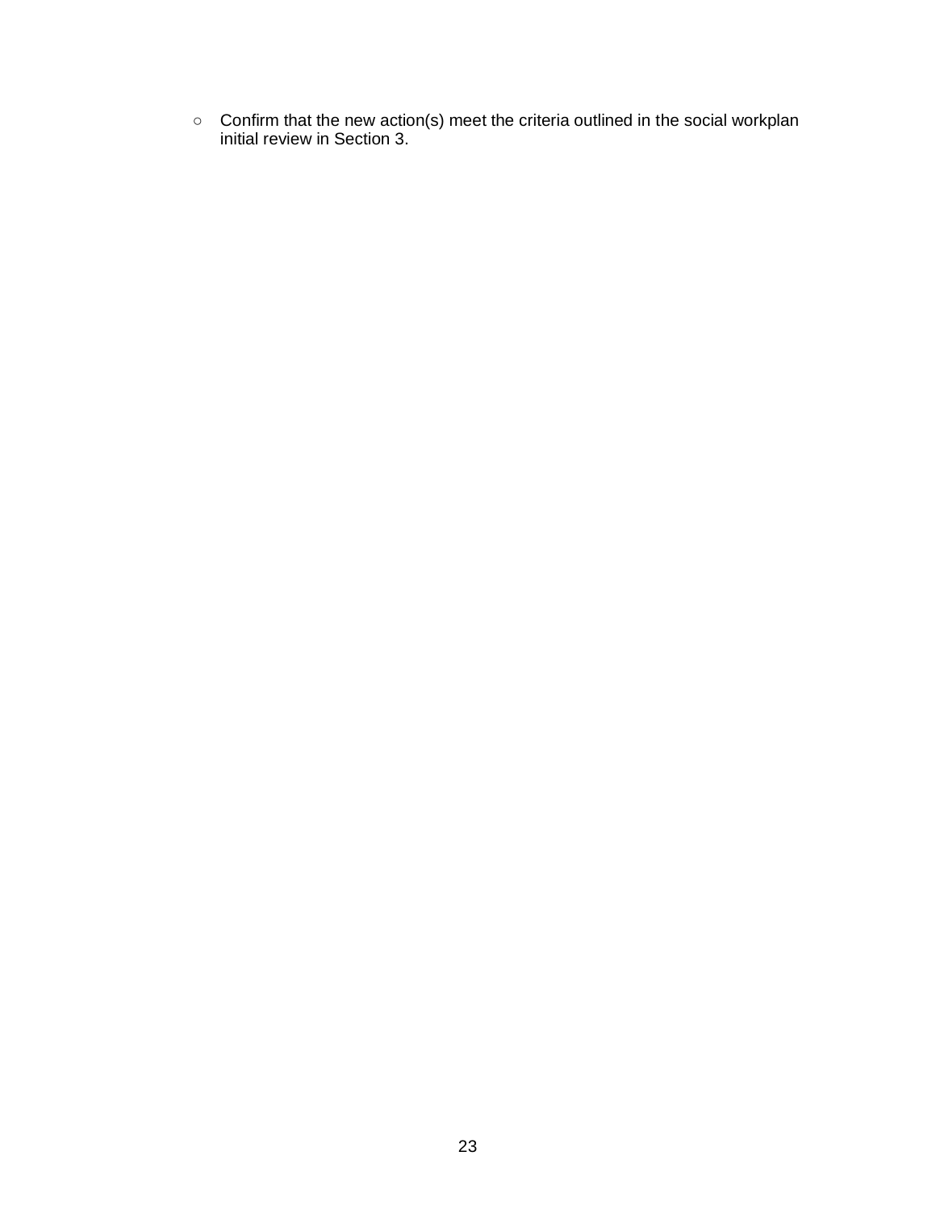- Confirm that the new action(s) meet the criteria outlined in the social workplan initial review in Section 3.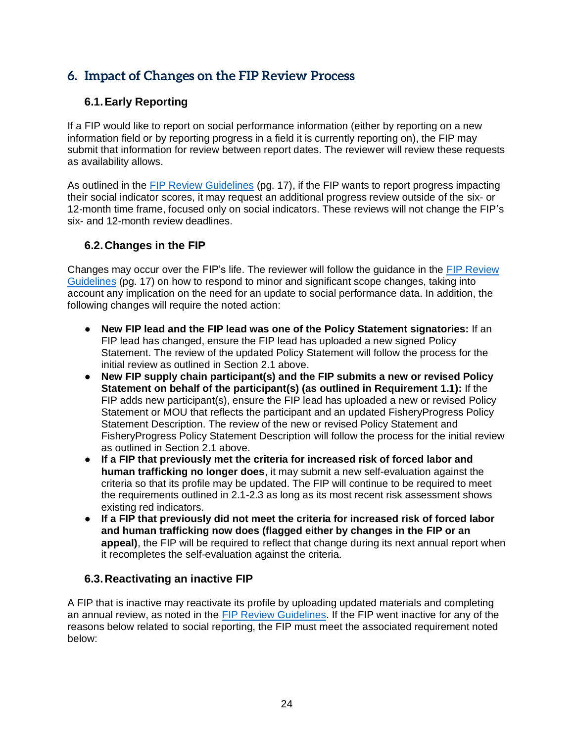## 6. Impact of Changes on the FIP Review Process

### 6.1. Early Reporting

If a FIP would like to report on social performance information (either by reporting on a new information field or by reporting progress in a field it is currently reporting on), the FIP may submit that information for review between report dates. The reviewer will review these requests as availability allows.

As outlined in the [FIP Review Guidelines](FIP Review Guidelines) (pg. 17), if the FIP wants to report progress impacting their social indicator scores, it may request an additional progress review outside of the six- or 12-month time frame, focused only on social indicators. These reviews will not change the FIP's six- and 12-month review deadlines.

### 6.2. Changes in the FIP

Changes may occur over the FIP's life. The reviewer will follow the guidance in the [FIP Review Guidelines](FIP Review Guidelines) (pg. 17) on how to respond to minor and significant scope changes, taking into account any implication on the need for an update to social performance data. In addition, the following changes will require the noted action:

- **New FIP lead and the FIP lead was one of the Policy Statement signatories:** If an FIP lead has changed, ensure the FIP lead has uploaded a new signed Policy Statement. The review of the updated Policy Statement will follow the process for the initial review as outlined in Section 2.1 above.
- **New FIP supply chain participant(s) and the FIP submits a new or revised Policy Statement on behalf of the participant(s) (as outlined in Requirement 1.1):** If the FIP adds new participant(s), ensure the FIP lead has uploaded a new or revised Policy Statement or MOU that reflects the participant and an updated FisheryProgress Policy Statement Description. The review of the new or revised Policy Statement and FisheryProgress Policy Statement Description will follow the process for the initial review as outlined in Section 2.1 above.
- **If a FIP that previously met the criteria for increased risk of forced labor and human trafficking no longer does**, it may submit a new self-evaluation against the criteria so that its profile may be updated. The FIP will continue to be required to meet the requirements outlined in 2.1-2.3 as long as its most recent risk assessment shows existing red indicators.
- **If a FIP that previously did not meet the criteria for increased risk of forced labor and human trafficking now does (flagged either by changes in the FIP or an appeal)**, the FIP will be required to reflect that change during its next annual report when it recompletes the self-evaluation against the criteria.

### 6.3. Reactivating an inactive FIP

A FIP that is inactive may reactivate its profile by uploading updated materials and completing an annual review, as noted in the [FIP Review Guidelines](FIP Review Guidelines). If the FIP went inactive for any of the reasons below related to social reporting, the FIP must meet the associated requirement noted below: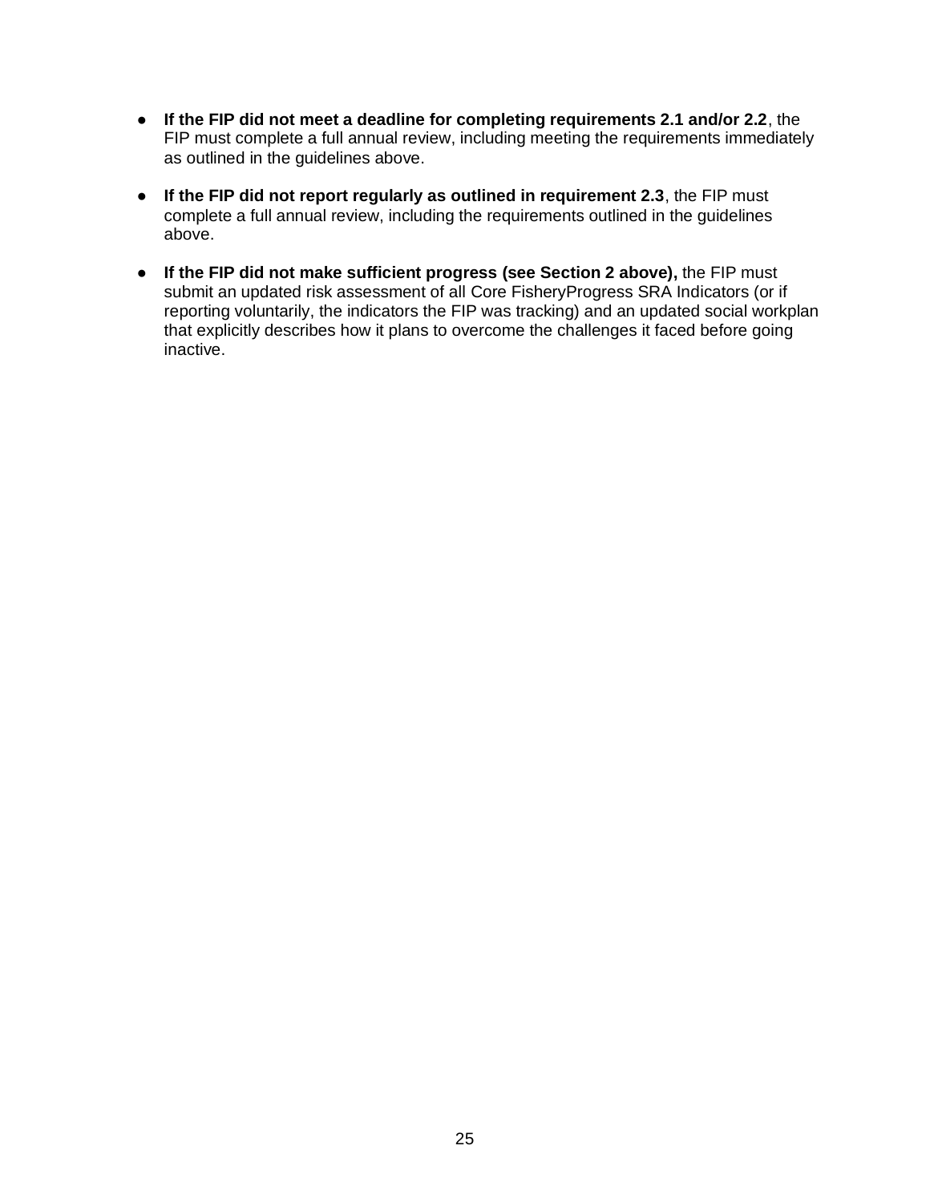- **If the FIP did not meet a deadline for completing requirements 2.1 and/or 2.2**, the FIP must complete a full annual review, including meeting the requirements immediately as outlined in the guidelines above.
- **If the FIP did not report regularly as outlined in requirement 2.3**, the FIP must complete a full annual review, including the requirements outlined in the guidelines above.
- **If the FIP did not make sufficient progress (see Section 2 above),** the FIP must submit an updated risk assessment of all Core FisheryProgress SRA Indicators (or if reporting voluntarily, the indicators the FIP was tracking) and an updated social workplan that explicitly describes how it plans to overcome the challenges it faced before going inactive.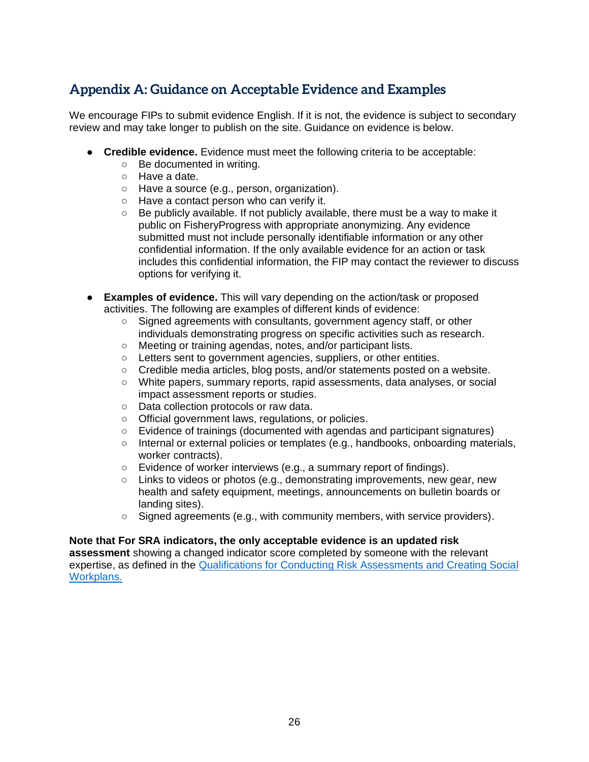## Appendix A: Guidance on Acceptable Evidence and Examples

We encourage FIPs to submit evidence English. If it is not, the evidence is subject to secondary review and may take longer to publish on the site. Guidance on evidence is below.

- **Credible evidence.** Evidence must meet the following criteria to be acceptable:
  - Be documented in writing.
  - Have a date.
  - Have a source (e.g., person, organization).
  - Have a contact person who can verify it.
  - Be publicly available. If not publicly available, there must be a way to make it public on FisheryProgress with appropriate anonymizing. Any evidence submitted must not include personally identifiable information or any other confidential information. If the only available evidence for an action or task includes this confidential information, the FIP may contact the reviewer to discuss options for verifying it.

- **Examples of evidence.** This will vary depending on the action/task or proposed activities. The following are examples of different kinds of evidence:
  - Signed agreements with consultants, government agency staff, or other individuals demonstrating progress on specific activities such as research.
  - Meeting or training agendas, notes, and/or participant lists.
  - Letters sent to government agencies, suppliers, or other entities.
  - Credible media articles, blog posts, and/or statements posted on a website.
  - White papers, summary reports, rapid assessments, data analyses, or social impact assessment reports or studies.
  - Data collection protocols or raw data.
  - Official government laws, regulations, or policies.
  - Evidence of trainings (documented with agendas and participant signatures)
  - Internal or external policies or templates (e.g., handbooks, onboarding materials, worker contracts).
  - Evidence of worker interviews (e.g., a summary report of findings).
  - Links to videos or photos (e.g., demonstrating improvements, new gear, new health and safety equipment, meetings, announcements on bulletin boards or landing sites).
  - Signed agreements (e.g., with community members, with service providers).

**Note that For SRA indicators, the only acceptable evidence is an updated risk assessment** showing a changed indicator score completed by someone with the relevant expertise, as defined in the [Qualifications for Conducting Risk Assessments and Creating Social Workplans.]()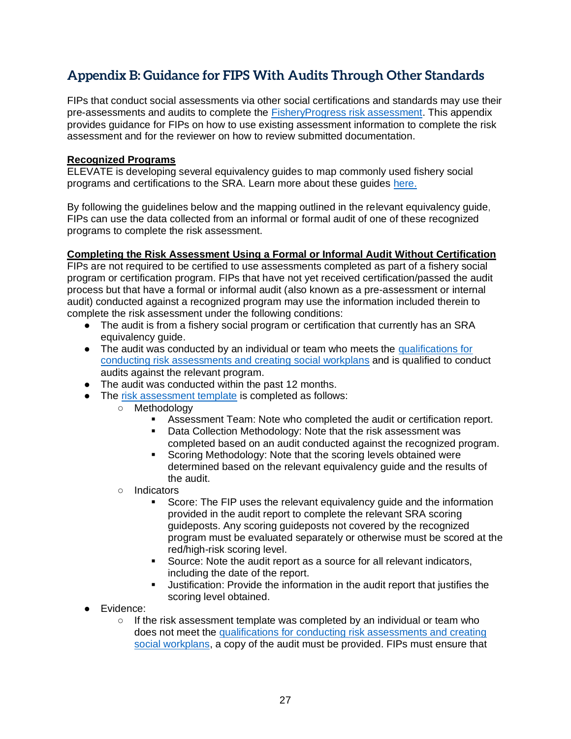# Appendix B: Guidance for FIPS With Audits Through Other Standards

FIPs that conduct social assessments via other social certifications and standards may use their pre-assessments and audits to complete the FisheryProgress risk assessment. This appendix provides guidance for FIPs on how to use existing assessment information to complete the risk assessment and for the reviewer on how to review submitted documentation.

**Recognized Programs**

ELEVATE is developing several equivalency guides to map commonly used fishery social programs and certifications to the SRA. Learn more about these guides here.

By following the guidelines below and the mapping outlined in the relevant equivalency guide, FIPs can use the data collected from an informal or formal audit of one of these recognized programs to complete the risk assessment.

**Completing the Risk Assessment Using a Formal or Informal Audit Without Certification**

FIPs are not required to be certified to use assessments completed as part of a fishery social program or certification program. FIPs that have not yet received certification/passed the audit process but that have a formal or informal audit (also known as a pre-assessment or internal audit) conducted against a recognized program may use the information included therein to complete the risk assessment under the following conditions:

- The audit is from a fishery social program or certification that currently has an SRA equivalency guide.
- The audit was conducted by an individual or team who meets the qualifications for conducting risk assessments and creating social workplans and is qualified to conduct audits against the relevant program.
- The audit was conducted within the past 12 months.
- The risk assessment template is completed as follows:
  - Methodology
    - Assessment Team: Note who completed the audit or certification report.
    - Data Collection Methodology: Note that the risk assessment was completed based on an audit conducted against the recognized program.
    - Scoring Methodology: Note that the scoring levels obtained were determined based on the relevant equivalency guide and the results of the audit.
  - Indicators
    - Score: The FIP uses the relevant equivalency guide and the information provided in the audit report to complete the relevant SRA scoring guideposts. Any scoring guideposts not covered by the recognized program must be evaluated separately or otherwise must be scored at the red/high-risk scoring level.
    - Source: Note the audit report as a source for all relevant indicators, including the date of the report.
    - Justification: Provide the information in the audit report that justifies the scoring level obtained.
- Evidence:
  - If the risk assessment template was completed by an individual or team who does not meet the qualifications for conducting risk assessments and creating social workplans, a copy of the audit must be provided. FIPs must ensure that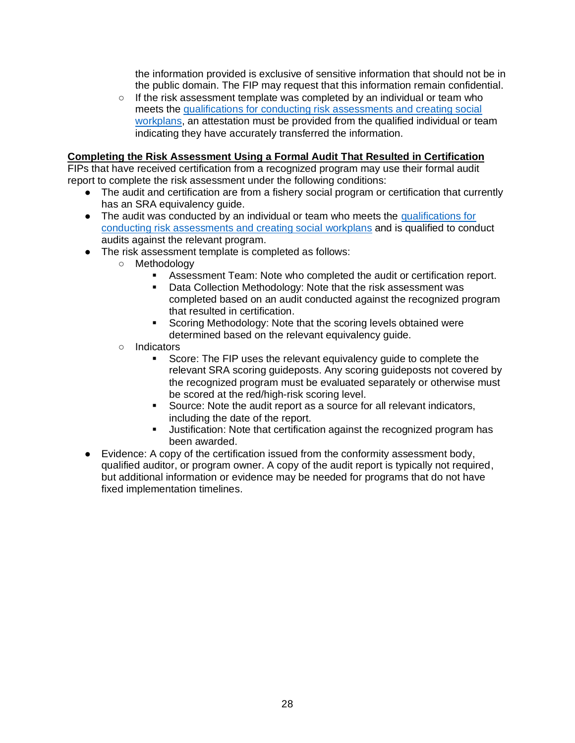the information provided is exclusive of sensitive information that should not be in the public domain. The FIP may request that this information remain confidential.

  - If the risk assessment template was completed by an individual or team who meets the qualifications for conducting risk assessments and creating social workplans, an attestation must be provided from the qualified individual or team indicating they have accurately transferred the information.

**Completing the Risk Assessment Using a Formal Audit That Resulted in Certification**

FIPs that have received certification from a recognized program may use their formal audit report to complete the risk assessment under the following conditions:

- The audit and certification are from a fishery social program or certification that currently has an SRA equivalency guide.
- The audit was conducted by an individual or team who meets the qualifications for conducting risk assessments and creating social workplans and is qualified to conduct audits against the relevant program.
- The risk assessment template is completed as follows:
  - Methodology
    - Assessment Team: Note who completed the audit or certification report.
    - Data Collection Methodology: Note that the risk assessment was completed based on an audit conducted against the recognized program that resulted in certification.
    - Scoring Methodology: Note that the scoring levels obtained were determined based on the relevant equivalency guide.
  - Indicators
    - Score: The FIP uses the relevant equivalency guide to complete the relevant SRA scoring guideposts. Any scoring guideposts not covered by the recognized program must be evaluated separately or otherwise must be scored at the red/high-risk scoring level.
    - Source: Note the audit report as a source for all relevant indicators, including the date of the report.
    - Justification: Note that certification against the recognized program has been awarded.
- Evidence: A copy of the certification issued from the conformity assessment body, qualified auditor, or program owner. A copy of the audit report is typically not required, but additional information or evidence may be needed for programs that do not have fixed implementation timelines.